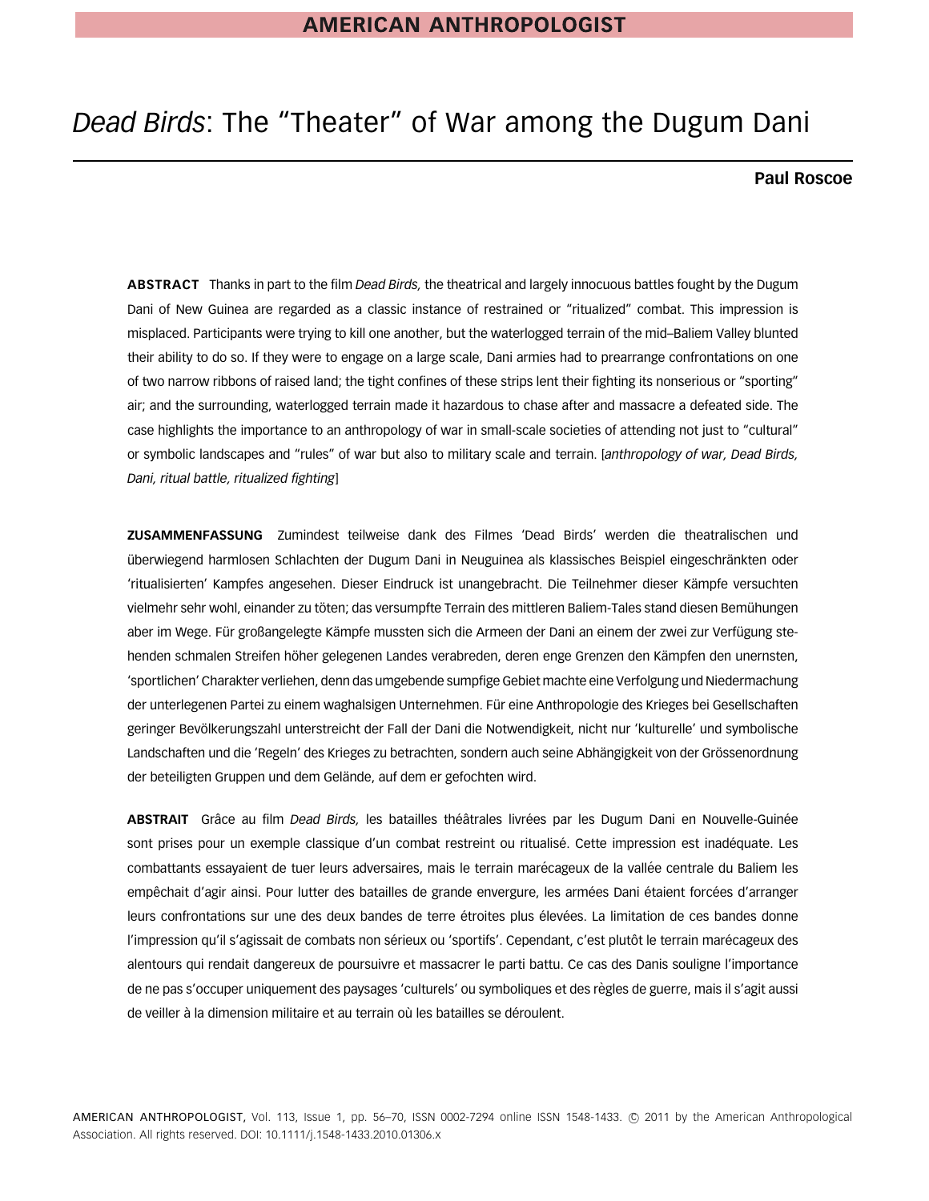# *Dead Birds*: The "Theater" of War among the Dugum Dani

**Paul Roscoe**

**ABSTRACT** Thanks in part to the film *Dead Birds,* the theatrical and largely innocuous battles fought by the Dugum Dani of New Guinea are regarded as a classic instance of restrained or "ritualized" combat. This impression is misplaced. Participants were trying to kill one another, but the waterlogged terrain of the mid–Baliem Valley blunted their ability to do so. If they were to engage on a large scale, Dani armies had to prearrange confrontations on one of two narrow ribbons of raised land; the tight confines of these strips lent their fighting its nonserious or "sporting" air; and the surrounding, waterlogged terrain made it hazardous to chase after and massacre a defeated side. The case highlights the importance to an anthropology of war in small-scale societies of attending not just to "cultural" or symbolic landscapes and "rules" of war but also to military scale and terrain. [*anthropology of war, Dead Birds, Dani, ritual battle, ritualized fighting*]

**ZUSAMMENFASSUNG** Zumindest teilweise dank des Filmes 'Dead Birds' werden die theatralischen und überwiegend harmlosen Schlachten der Dugum Dani in Neuguinea als klassisches Beispiel eingeschränkten oder 'ritualisierten' Kampfes angesehen. Dieser Eindruck ist unangebracht. Die Teilnehmer dieser Kämpfe versuchten vielmehr sehr wohl, einander zu töten; das versumpfte Terrain des mittleren Baliem-Tales stand diesen Bemühungen aber im Wege. Für großangelegte Kämpfe mussten sich die Armeen der Dani an einem der zwei zur Verfügung stehenden schmalen Streifen höher gelegenen Landes verabreden, deren enge Grenzen den Kämpfen den unernsten, 'sportlichen' Charakter verliehen, denn das umgebende sumpfige Gebiet machte eine Verfolgung und Niedermachung der unterlegenen Partei zu einem waghalsigen Unternehmen. Für eine Anthropologie des Krieges bei Gesellschaften geringer Bevölkerungszahl unterstreicht der Fall der Dani die Notwendigkeit, nicht nur 'kulturelle' und symbolische Landschaften und die 'Regeln' des Krieges zu betrachten, sondern auch seine Abhängigkeit von der Grössenordnung der beteiligten Gruppen und dem Gelände, auf dem er gefochten wird.

**ABSTRAIT** Grâce au film *Dead Birds,* les batailles théâtrales livrées par les Dugum Dani en Nouvelle-Guinée sont prises pour un exemple classique d'un combat restreint ou ritualisé. Cette impression est inadéquate. Les combattants essayaient de tuer leurs adversaires, mais le terrain marécageux de la vallée centrale du Baliem les empêchait d'agir ainsi. Pour lutter des batailles de grande envergure, les armées Dani étaient forcées d'arranger leurs confrontations sur une des deux bandes de terre étroites plus élevées. La limitation de ces bandes donne l'impression qu'il s'agissait de combats non sérieux ou 'sportifs'. Cependant, c'est plutôt le terrain marécageux des alentours qui rendait dangereux de poursuivre et massacrer le parti battu. Ce cas des Danis souligne l'importance de ne pas s'occuper uniquement des paysages 'culturels' ou symboliques et des règles de guerre, mais il s'agit aussi de veiller à la dimension militaire et au terrain où les batailles se déroulent.

AMERICAN ANTHROPOLOGIST, Vol. 113, Issue 1, pp. 56–70, ISSN 0002-7294 online ISSN 1548-1433. © 2011 by the American Anthropological Association. All rights reserved. DOI: 10.1111/j.1548-1433.2010.01306.x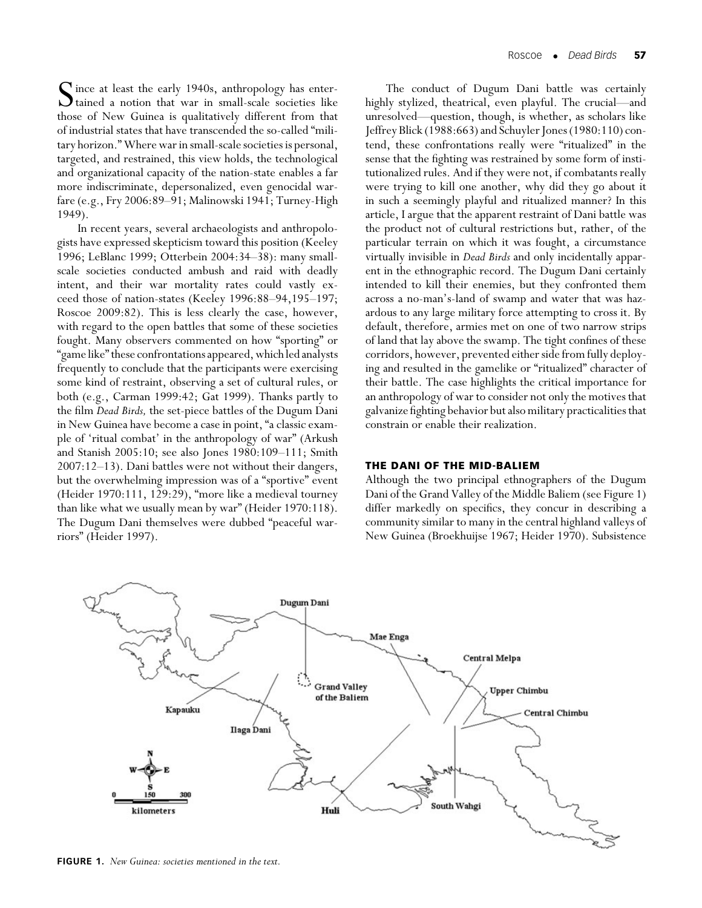Since at least the early 1940s, anthropology has entertained a notion that war in small-scale societies like those of New Guinea is qualitatively different from that of industrial states that have transcended the so-called "military horizon." Where war in small-scale societies is personal, targeted, and restrained, this view holds, the technological and organizational capacity of the nation-state enables a far more indiscriminate, depersonalized, even genocidal warfare (e.g., Fry 2006:89–91; Malinowski 1941; Turney-High 1949).

In recent years, several archaeologists and anthropologists have expressed skepticism toward this position (Keeley 1996; LeBlanc 1999; Otterbein 2004:34–38): many small-scale societies conducted ambush and raid with deadly intent, and their war mortality rates could vastly exceed those of nation-states (Keeley 1996:88–94,195–197; Roscoe 2009:82). This is less clearly the case, however, with regard to the open battles that some of these societies fought. Many observers commented on how "sporting" or "game like" these confrontations appeared, which led analysts frequently to conclude that the participants were exercising some kind of restraint, observing a set of cultural rules, or both (e.g., Carman 1999:42; Gat 1999). Thanks partly to the film *Dead Birds,* the set-piece battles of the Dugum Dani in New Guinea have become a case in point, "a classic example of 'ritual combat' in the anthropology of war" (Arkush and Stanish 2005:10; see also Jones 1980:109–111; Smith 2007:12–13). Dani battles were not without their dangers, but the overwhelming impression was of a "sportive" event (Heider 1970:111, 129:29), "more like a medieval tourney than like what we usually mean by war" (Heider 1970:118). The Dugum Dani themselves were dubbed "peaceful warriors" (Heider 1997).

The conduct of Dugum Dani battle was certainly highly stylized, theatrical, even playful. The crucial—and unresolved—question, though, is whether, as scholars like Jeffrey Blick (1988:663) and Schuyler Jones (1980:110) contend, these confrontations really were "ritualized" in the sense that the fighting was restrained by some form of institutionalized rules. And if they were not, if combatants really were trying to kill one another, why did they go about it in such a seemingly playful and ritualized manner? In this article, I argue that the apparent restraint of Dani battle was the product not of cultural restrictions but, rather, of the particular terrain on which it was fought, a circumstance virtually invisible in *Dead Birds* and only incidentally apparent in the ethnographic record. The Dugum Dani certainly intended to kill their enemies, but they confronted them across a no-man's-land of swamp and water that was hazardous to any large military force attempting to cross it. By default, therefore, armies met on one of two narrow strips of land that lay above the swamp. The tight confines of these corridors, however, prevented either side from fully deploying and resulted in the gamelike or "ritualized" character of their battle. The case highlights the critical importance for an anthropology of war to consider not only the motives that galvanize fighting behavior but also military practicalities that constrain or enable their realization.

## THE DANI OF THE MID-BALIEM

Although the two principal ethnographers of the Dugum Dani of the Grand Valley of the Middle Baliem (see Figure 1) differ markedly on specifics, they concur in describing a community similar to many in the central highland valleys of New Guinea (Broekhuijse 1967; Heider 1970). Subsistence

**FIGURE 1.** *New Guinea: societies mentioned in the text.*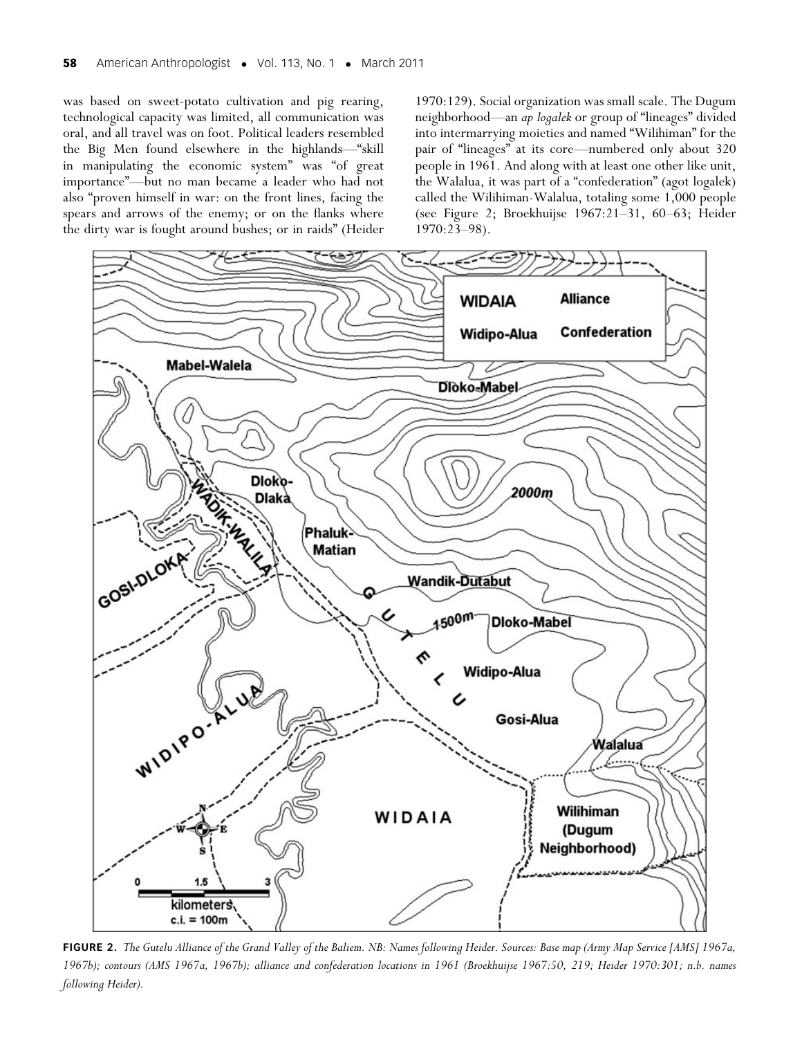was based on sweet-potato cultivation and pig rearing, technological capacity was limited, all communication was oral, and all travel was on foot. Political leaders resembled the Big Men found elsewhere in the highlands—"skill in manipulating the economic system" was "of great importance"—but no man became a leader who had not also "proven himself in war: on the front lines, facing the spears and arrows of the enemy; or on the flanks where the dirty war is fought around bushes; or in raids" (Heider 1970:129). Social organization was small scale. The Dugum neighborhood—an *ap logalek* or group of "lineages" divided into intermarrying moieties and named "Wilihiman" for the pair of "lineages" at its core—numbered only about 320 people in 1961. And along with at least one other like unit, the Walalua, it was part of a "confederation" (agot logalek) called the Wilihiman-Walalua, totaling some 1,000 people (see Figure 2; Broekhuijse 1967:21–31, 60–63; Heider 1970:23–98).

**FIGURE 2.** *The Gutelu Alliance of the Grand Valley of the Baliem. NB: Names following Heider. Sources: Base map (Army Map Service [AMS] 1967a, 1967b); contours (AMS 1967a, 1967b); alliance and confederation locations in 1961 (Broekhuijse 1967:50, 219; Heider 1970:301; n.b. names following Heider).*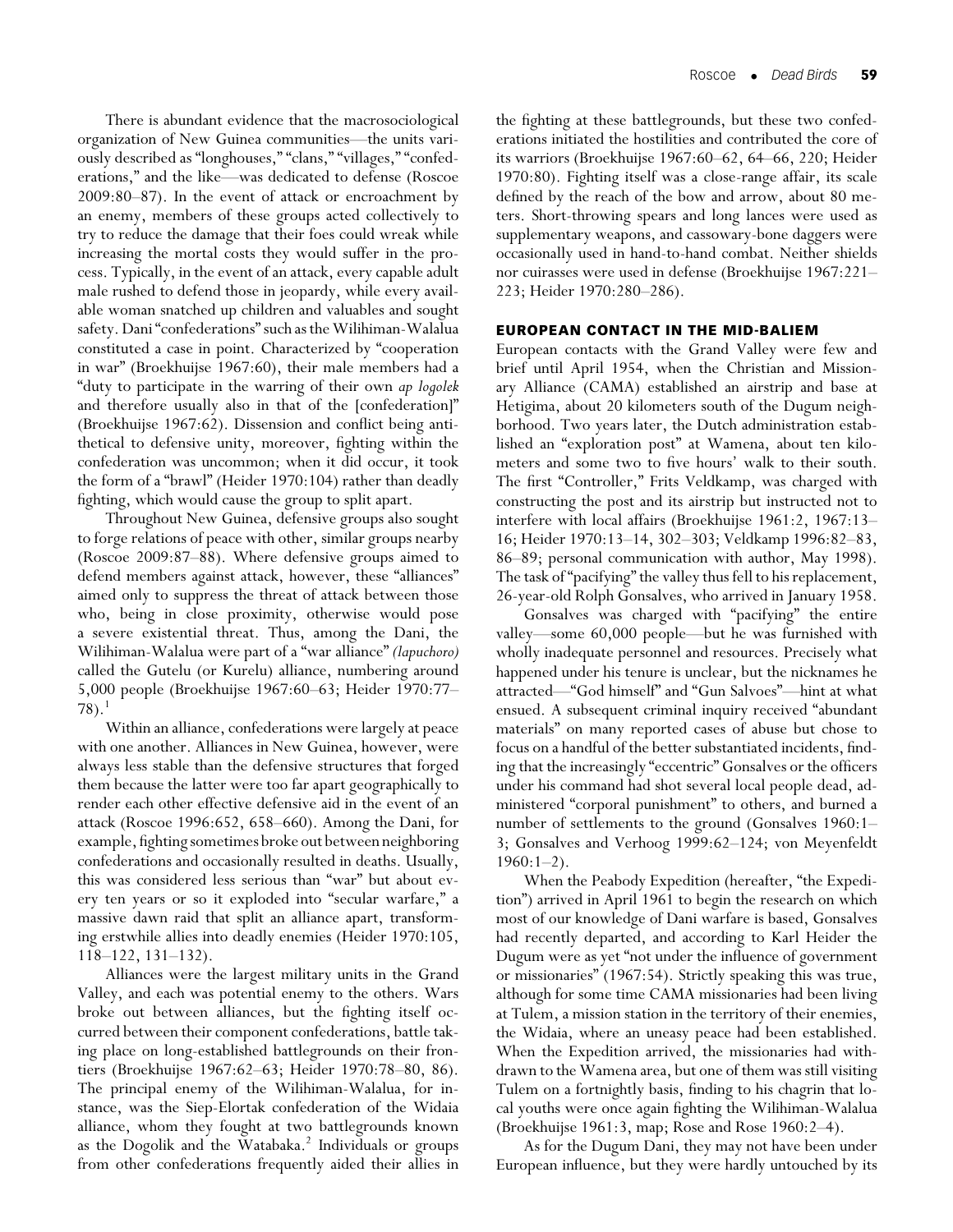There is abundant evidence that the macrosociological organization of New Guinea communities—the units variously described as "longhouses," "clans," "villages," "confederations," and the like—was dedicated to defense (Roscoe 2009:80–87). In the event of attack or encroachment by an enemy, members of these groups acted collectively to try to reduce the damage that their foes could wreak while increasing the mortal costs they would suffer in the process. Typically, in the event of an attack, every capable adult male rushed to defend those in jeopardy, while every available woman snatched up children and valuables and sought safety. Dani "confederations" such as the Wilihiman-Walalua constituted a case in point. Characterized by "cooperation in war" (Broekhuijse 1967:60), their male members had a "duty to participate in the warring of their own *ap logolek* and therefore usually also in that of the [confederation]" (Broekhuijse 1967:62). Dissension and conflict being antithetical to defensive unity, moreover, fighting within the confederation was uncommon; when it did occur, it took the form of a "brawl" (Heider 1970:104) rather than deadly fighting, which would cause the group to split apart.

Throughout New Guinea, defensive groups also sought to forge relations of peace with other, similar groups nearby (Roscoe 2009:87–88). Where defensive groups aimed to defend members against attack, however, these "alliances" aimed only to suppress the threat of attack between those who, being in close proximity, otherwise would pose a severe existential threat. Thus, among the Dani, the Wilihiman-Walalua were part of a "war alliance" *(lapuchoro)* called the Gutelu (or Kurelu) alliance, numbering around 5,000 people (Broekhuijse 1967:60–63; Heider 1970:77–78).[1]

Within an alliance, confederations were largely at peace with one another. Alliances in New Guinea, however, were always less stable than the defensive structures that forged them because the latter were too far apart geographically to render each other effective defensive aid in the event of an attack (Roscoe 1996:652, 658–660). Among the Dani, for example, fighting sometimes broke out between neighboring confederations and occasionally resulted in deaths. Usually, this was considered less serious than "war" but about every ten years or so it exploded into "secular warfare," a massive dawn raid that split an alliance apart, transforming erstwhile allies into deadly enemies (Heider 1970:105, 118–122, 131–132).

Alliances were the largest military units in the Grand Valley, and each was potential enemy to the others. Wars broke out between alliances, but the fighting itself occurred between their component confederations, battle taking place on long-established battlegrounds on their frontiers (Broekhuijse 1967:62–63; Heider 1970:78–80, 86). The principal enemy of the Wilihiman-Walalua, for instance, was the Siep-Elortak confederation of the Widaia alliance, whom they fought at two battlegrounds known as the Dogolik and the Watabaka.[2] Individuals or groups from other confederations frequently aided their allies in the fighting at these battlegrounds, but these two confederations initiated the hostilities and contributed the core of its warriors (Broekhuijse 1967:60–62, 64–66, 220; Heider 1970:80). Fighting itself was a close-range affair, its scale defined by the reach of the bow and arrow, about 80 meters. Short-throwing spears and long lances were used as supplementary weapons, and cassowary-bone daggers were occasionally used in hand-to-hand combat. Neither shields nor cuirasses were used in defense (Broekhuijse 1967:221–223; Heider 1970:280–286).

## EUROPEAN CONTACT IN THE MID-BALIEM

European contacts with the Grand Valley were few and brief until April 1954, when the Christian and Missionary Alliance (CAMA) established an airstrip and base at Hetigima, about 20 kilometers south of the Dugum neighborhood. Two years later, the Dutch administration established an "exploration post" at Wamena, about ten kilometers and some two to five hours' walk to their south. The first "Controller," Frits Veldkamp, was charged with constructing the post and its airstrip but instructed not to interfere with local affairs (Broekhuijse 1961:2, 1967:13–16; Heider 1970:13–14, 302–303; Veldkamp 1996:82–83, 86–89; personal communication with author, May 1998). The task of "pacifying" the valley thus fell to his replacement, 26-year-old Rolph Gonsalves, who arrived in January 1958.

Gonsalves was charged with "pacifying" the entire valley—some 60,000 people—but he was furnished with wholly inadequate personnel and resources. Precisely what happened under his tenure is unclear, but the nicknames he attracted—"God himself" and "Gun Salvoes"—hint at what ensued. A subsequent criminal inquiry received "abundant materials" on many reported cases of abuse but chose to focus on a handful of the better substantiated incidents, finding that the increasingly "eccentric" Gonsalves or the officers under his command had shot several local people dead, administered "corporal punishment" to others, and burned a number of settlements to the ground (Gonsalves 1960:1–3; Gonsalves and Verhoog 1999:62–124; von Meyenfeldt 1960:1–2).

When the Peabody Expedition (hereafter, "the Expedition") arrived in April 1961 to begin the research on which most of our knowledge of Dani warfare is based, Gonsalves had recently departed, and according to Karl Heider the Dugum were as yet "not under the influence of government or missionaries" (1967:54). Strictly speaking this was true, although for some time CAMA missionaries had been living at Tulem, a mission station in the territory of their enemies, the Widaia, where an uneasy peace had been established. When the Expedition arrived, the missionaries had withdrawn to the Wamena area, but one of them was still visiting Tulem on a fortnightly basis, finding to his chagrin that local youths were once again fighting the Wilihiman-Walalua (Broekhuijse 1961:3, map; Rose and Rose 1960:2–4).

As for the Dugum Dani, they may not have been under European influence, but they were hardly untouched by its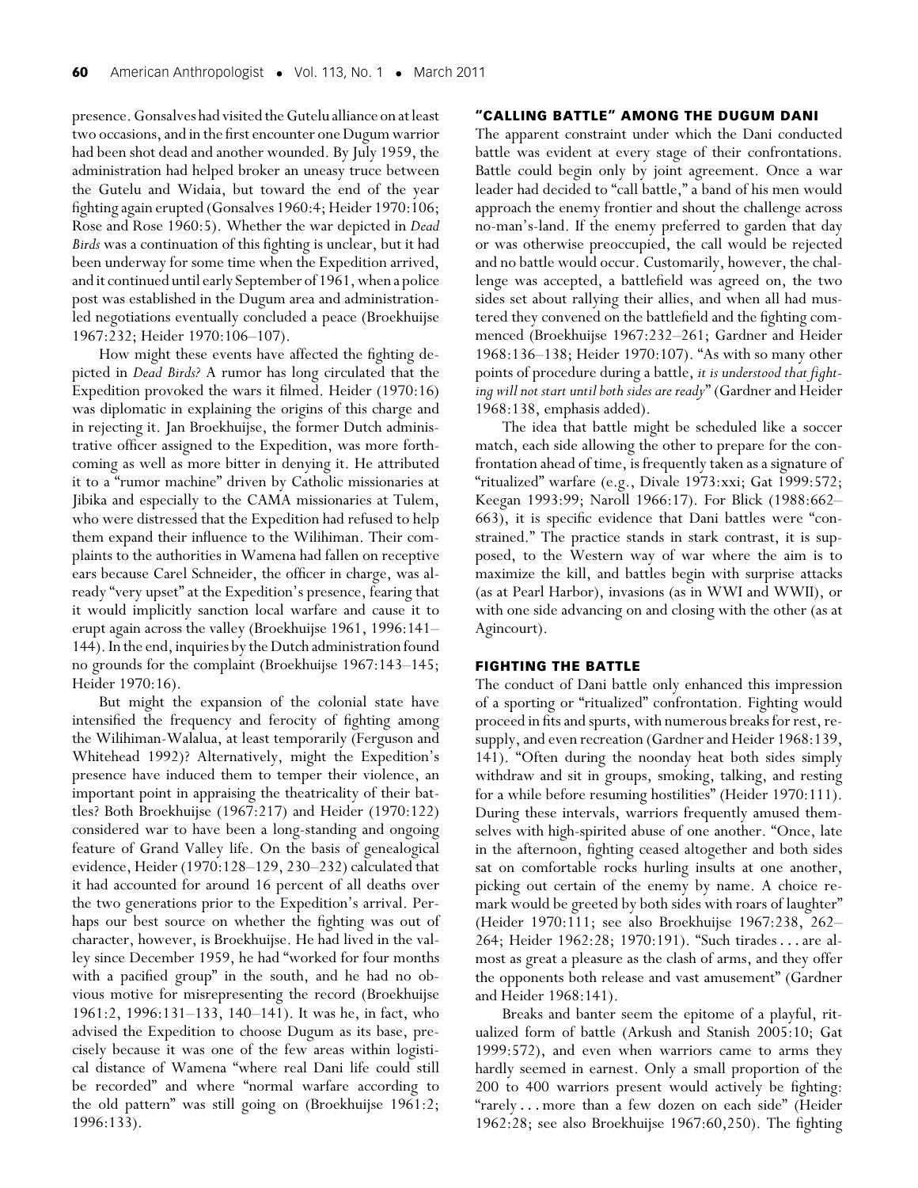presence. Gonsalves had visited the Gutelu alliance on at least two occasions, and in the first encounter one Dugum warrior had been shot dead and another wounded. By July 1959, the administration had helped broker an uneasy truce between the Gutelu and Widaia, but toward the end of the year fighting again erupted (Gonsalves 1960:4; Heider 1970:106; Rose and Rose 1960:5). Whether the war depicted in *Dead Birds* was a continuation of this fighting is unclear, but it had been underway for some time when the Expedition arrived, and it continued until early September of 1961, when a police post was established in the Dugum area and administration-led negotiations eventually concluded a peace (Broekhuijse 1967:232; Heider 1970:106–107).

How might these events have affected the fighting depicted in *Dead Birds?* A rumor has long circulated that the Expedition provoked the wars it filmed. Heider (1970:16) was diplomatic in explaining the origins of this charge and in rejecting it. Jan Broekhuijse, the former Dutch administrative officer assigned to the Expedition, was more forthcoming as well as more bitter in denying it. He attributed it to a "rumor machine" driven by Catholic missionaries at Jibika and especially to the CAMA missionaries at Tulem, who were distressed that the Expedition had refused to help them expand their influence to the Wilihiman. Their complaints to the authorities in Wamena had fallen on receptive ears because Carel Schneider, the officer in charge, was already "very upset" at the Expedition's presence, fearing that it would implicitly sanction local warfare and cause it to erupt again across the valley (Broekhuijse 1961, 1996:141–144). In the end, inquiries by the Dutch administration found no grounds for the complaint (Broekhuijse 1967:143–145; Heider 1970:16).

But might the expansion of the colonial state have intensified the frequency and ferocity of fighting among the Wilihiman-Walalua, at least temporarily (Ferguson and Whitehead 1992)? Alternatively, might the Expedition's presence have induced them to temper their violence, an important point in appraising the theatricality of their battles? Both Broekhuijse (1967:217) and Heider (1970:122) considered war to have been a long-standing and ongoing feature of Grand Valley life. On the basis of genealogical evidence, Heider (1970:128–129, 230–232) calculated that it had accounted for around 16 percent of all deaths over the two generations prior to the Expedition's arrival. Perhaps our best source on whether the fighting was out of character, however, is Broekhuijse. He had lived in the valley since December 1959, he had "worked for four months with a pacified group" in the south, and he had no obvious motive for misrepresenting the record (Broekhuijse 1961:2, 1996:131–133, 140–141). It was he, in fact, who advised the Expedition to choose Dugum as its base, precisely because it was one of the few areas within logistical distance of Wamena "where real Dani life could still be recorded" and where "normal warfare according to the old pattern" was still going on (Broekhuijse 1961:2; 1996:133).

## "CALLING BATTLE" AMONG THE DUGUM DANI

The apparent constraint under which the Dani conducted battle was evident at every stage of their confrontations. Battle could begin only by joint agreement. Once a war leader had decided to "call battle," a band of his men would approach the enemy frontier and shout the challenge across no-man's-land. If the enemy preferred to garden that day or was otherwise preoccupied, the call would be rejected and no battle would occur. Customarily, however, the challenge was accepted, a battlefield was agreed on, the two sides set about rallying their allies, and when all had mustered they convened on the battlefield and the fighting commenced (Broekhuijse 1967:232–261; Gardner and Heider 1968:136–138; Heider 1970:107). "As with so many other points of procedure during a battle, *it is understood that fighting will not start until both sides are ready*" (Gardner and Heider 1968:138, emphasis added).

The idea that battle might be scheduled like a soccer match, each side allowing the other to prepare for the confrontation ahead of time, is frequently taken as a signature of "ritualized" warfare (e.g., Divale 1973:xxi; Gat 1999:572; Keegan 1993:99; Naroll 1966:17). For Blick (1988:662–663), it is specific evidence that Dani battles were "constrained." The practice stands in stark contrast, it is supposed, to the Western way of war where the aim is to maximize the kill, and battles begin with surprise attacks (as at Pearl Harbor), invasions (as in WWI and WWII), or with one side advancing on and closing with the other (as at Agincourt).

## FIGHTING THE BATTLE

The conduct of Dani battle only enhanced this impression of a sporting or "ritualized" confrontation. Fighting would proceed in fits and spurts, with numerous breaks for rest, resupply, and even recreation (Gardner and Heider 1968:139, 141). "Often during the noonday heat both sides simply withdraw and sit in groups, smoking, talking, and resting for a while before resuming hostilities" (Heider 1970:111). During these intervals, warriors frequently amused themselves with high-spirited abuse of one another. "Once, late in the afternoon, fighting ceased altogether and both sides sat on comfortable rocks hurling insults at one another, picking out certain of the enemy by name. A choice remark would be greeted by both sides with roars of laughter" (Heider 1970:111; see also Broekhuijse 1967:238, 262–264; Heider 1962:28; 1970:191). "Such tirades . . . are almost as great a pleasure as the clash of arms, and they offer the opponents both release and vast amusement" (Gardner and Heider 1968:141).

Breaks and banter seem the epitome of a playful, ritualized form of battle (Arkush and Stanish 2005:10; Gat 1999:572), and even when warriors came to arms they hardly seemed in earnest. Only a small proportion of the 200 to 400 warriors present would actively be fighting: "rarely . . . more than a few dozen on each side" (Heider 1962:28; see also Broekhuijse 1967:60,250). The fighting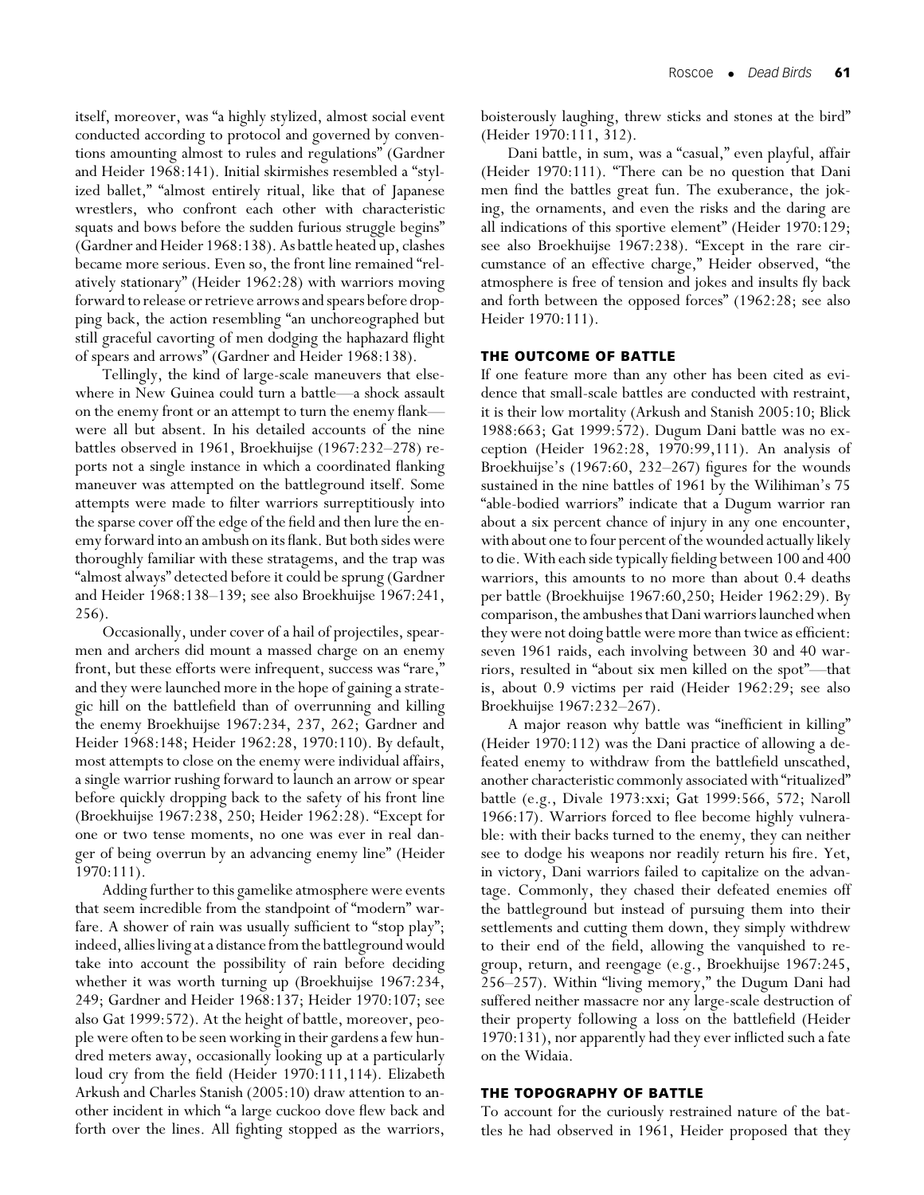itself, moreover, was "a highly stylized, almost social event conducted according to protocol and governed by conventions amounting almost to rules and regulations" (Gardner and Heider 1968:141). Initial skirmishes resembled a "stylized ballet," "almost entirely ritual, like that of Japanese wrestlers, who confront each other with characteristic squats and bows before the sudden furious struggle begins" (Gardner and Heider 1968:138). As battle heated up, clashes became more serious. Even so, the front line remained "relatively stationary" (Heider 1962:28) with warriors moving forward to release or retrieve arrows and spears before dropping back, the action resembling "an unchoreographed but still graceful cavorting of men dodging the haphazard flight of spears and arrows" (Gardner and Heider 1968:138).

Tellingly, the kind of large-scale maneuvers that elsewhere in New Guinea could turn a battle—a shock assault on the enemy front or an attempt to turn the enemy flank—were all but absent. In his detailed accounts of the nine battles observed in 1961, Broekhuijse (1967:232–278) reports not a single instance in which a coordinated flanking maneuver was attempted on the battleground itself. Some attempts were made to filter warriors surreptitiously into the sparse cover off the edge of the field and then lure the enemy forward into an ambush on its flank. But both sides were thoroughly familiar with these stratagems, and the trap was "almost always" detected before it could be sprung (Gardner and Heider 1968:138–139; see also Broekhuijse 1967:241, 256).

Occasionally, under cover of a hail of projectiles, spearmen and archers did mount a massed charge on an enemy front, but these efforts were infrequent, success was "rare," and they were launched more in the hope of gaining a strategic hill on the battlefield than of overrunning and killing the enemy Broekhuijse 1967:234, 237, 262; Gardner and Heider 1968:148; Heider 1962:28, 1970:110). By default, most attempts to close on the enemy were individual affairs, a single warrior rushing forward to launch an arrow or spear before quickly dropping back to the safety of his front line (Broekhuijse 1967:238, 250; Heider 1962:28). "Except for one or two tense moments, no one was ever in real danger of being overrun by an advancing enemy line" (Heider 1970:111).

Adding further to this gamelike atmosphere were events that seem incredible from the standpoint of "modern" warfare. A shower of rain was usually sufficient to "stop play"; indeed, allies living at a distance from the battleground would take into account the possibility of rain before deciding whether it was worth turning up (Broekhuijse 1967:234, 249; Gardner and Heider 1968:137; Heider 1970:107; see also Gat 1999:572). At the height of battle, moreover, people were often to be seen working in their gardens a few hundred meters away, occasionally looking up at a particularly loud cry from the field (Heider 1970:111,114). Elizabeth Arkush and Charles Stanish (2005:10) draw attention to another incident in which "a large cuckoo dove flew back and forth over the lines. All fighting stopped as the warriors, boisterously laughing, threw sticks and stones at the bird" (Heider 1970:111, 312).

Dani battle, in sum, was a "casual," even playful, affair (Heider 1970:111). "There can be no question that Dani men find the battles great fun. The exuberance, the joking, the ornaments, and even the risks and the daring are all indications of this sportive element" (Heider 1970:129; see also Broekhuijse 1967:238). "Except in the rare circumstance of an effective charge," Heider observed, "the atmosphere is free of tension and jokes and insults fly back and forth between the opposed forces" (1962:28; see also Heider 1970:111).

## THE OUTCOME OF BATTLE

If one feature more than any other has been cited as evidence that small-scale battles are conducted with restraint, it is their low mortality (Arkush and Stanish 2005:10; Blick 1988:663; Gat 1999:572). Dugum Dani battle was no exception (Heider 1962:28, 1970:99,111). An analysis of Broekhuijse's (1967:60, 232–267) figures for the wounds sustained in the nine battles of 1961 by the Wilihiman's 75 "able-bodied warriors" indicate that a Dugum warrior ran about a six percent chance of injury in any one encounter, with about one to four percent of the wounded actually likely to die. With each side typically fielding between 100 and 400 warriors, this amounts to no more than about 0.4 deaths per battle (Broekhuijse 1967:60,250; Heider 1962:29). By comparison, the ambushes that Dani warriors launched when they were not doing battle were more than twice as efficient: seven 1961 raids, each involving between 30 and 40 warriors, resulted in "about six men killed on the spot"—that is, about 0.9 victims per raid (Heider 1962:29; see also Broekhuijse 1967:232–267).

A major reason why battle was "inefficient in killing" (Heider 1970:112) was the Dani practice of allowing a defeated enemy to withdraw from the battlefield unscathed, another characteristic commonly associated with "ritualized" battle (e.g., Divale 1973:xxi; Gat 1999:566, 572; Naroll 1966:17). Warriors forced to flee become highly vulnerable: with their backs turned to the enemy, they can neither see to dodge his weapons nor readily return his fire. Yet, in victory, Dani warriors failed to capitalize on the advantage. Commonly, they chased their defeated enemies off the battleground but instead of pursuing them into their settlements and cutting them down, they simply withdrew to their end of the field, allowing the vanquished to regroup, return, and reengage (e.g., Broekhuijse 1967:245, 256–257). Within "living memory," the Dugum Dani had suffered neither massacre nor any large-scale destruction of their property following a loss on the battlefield (Heider 1970:131), nor apparently had they ever inflicted such a fate on the Widaia.

## THE TOPOGRAPHY OF BATTLE

To account for the curiously restrained nature of the battles he had observed in 1961, Heider proposed that they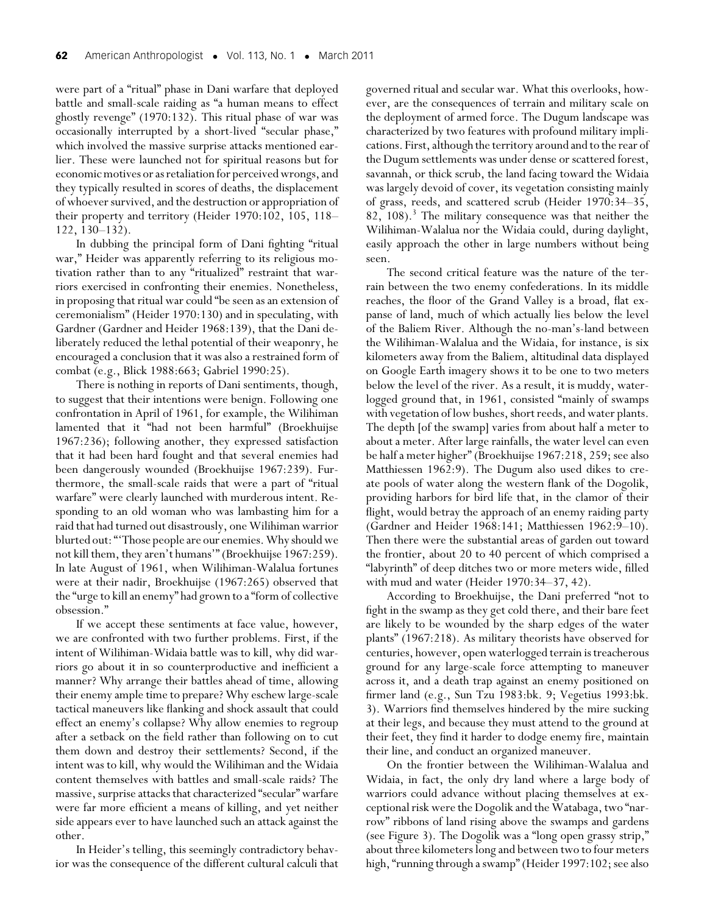were part of a "ritual" phase in Dani warfare that deployed battle and small-scale raiding as "a human means to effect ghostly revenge" (1970:132). This ritual phase of war was occasionally interrupted by a short-lived "secular phase," which involved the massive surprise attacks mentioned earlier. These were launched not for spiritual reasons but for economic motives or as retaliation for perceived wrongs, and they typically resulted in scores of deaths, the displacement of whoever survived, and the destruction or appropriation of their property and territory (Heider 1970:102, 105, 118–122, 130–132).

In dubbing the principal form of Dani fighting "ritual war," Heider was apparently referring to its religious motivation rather than to any "ritualized" restraint that warriors exercised in confronting their enemies. Nonetheless, in proposing that ritual war could "be seen as an extension of ceremonialism" (Heider 1970:130) and in speculating, with Gardner (Gardner and Heider 1968:139), that the Dani deliberately reduced the lethal potential of their weaponry, he encouraged a conclusion that it was also a restrained form of combat (e.g., Blick 1988:663; Gabriel 1990:25).

There is nothing in reports of Dani sentiments, though, to suggest that their intentions were benign. Following one confrontation in April of 1961, for example, the Wilihiman lamented that it "had not been harmful" (Broekhuijse 1967:236); following another, they expressed satisfaction that it had been hard fought and that several enemies had been dangerously wounded (Broekhuijse 1967:239). Furthermore, the small-scale raids that were a part of "ritual warfare" were clearly launched with murderous intent. Responding to an old woman who was lambasting him for a raid that had turned out disastrously, one Wilihiman warrior blurted out: "'Those people are our enemies. Why should we not kill them, they aren't humans'" (Broekhuijse 1967:259). In late August of 1961, when Wilihiman-Walalua fortunes were at their nadir, Broekhuijse (1967:265) observed that the "urge to kill an enemy" had grown to a "form of collective obsession."

If we accept these sentiments at face value, however, we are confronted with two further problems. First, if the intent of Wilihiman-Widaia battle was to kill, why did warriors go about it in so counterproductive and inefficient a manner? Why arrange their battles ahead of time, allowing their enemy ample time to prepare? Why eschew large-scale tactical maneuvers like flanking and shock assault that could effect an enemy's collapse? Why allow enemies to regroup after a setback on the field rather than following on to cut them down and destroy their settlements? Second, if the intent was to kill, why would the Wilihiman and the Widaia content themselves with battles and small-scale raids? The massive, surprise attacks that characterized "secular" warfare were far more efficient a means of killing, and yet neither side appears ever to have launched such an attack against the other.

In Heider's telling, this seemingly contradictory behavior was the consequence of the different cultural calculi that governed ritual and secular war. What this overlooks, however, are the consequences of terrain and military scale on the deployment of armed force. The Dugum landscape was characterized by two features with profound military implications. First, although the territory around and to the rear of the Dugum settlements was under dense or scattered forest, savannah, or thick scrub, the land facing toward the Widaia was largely devoid of cover, its vegetation consisting mainly of grass, reeds, and scattered scrub (Heider 1970:34–35, 82, 108).[3] The military consequence was that neither the Wilihiman-Walalua nor the Widaia could, during daylight, easily approach the other in large numbers without being seen.

The second critical feature was the nature of the terrain between the two enemy confederations. In its middle reaches, the floor of the Grand Valley is a broad, flat expanse of land, much of which actually lies below the level of the Baliem River. Although the no-man's-land between the Wilihiman-Walalua and the Widaia, for instance, is six kilometers away from the Baliem, altitudinal data displayed on Google Earth imagery shows it to be one to two meters below the level of the river. As a result, it is muddy, waterlogged ground that, in 1961, consisted "mainly of swamps with vegetation of low bushes, short reeds, and water plants. The depth [of the swamp] varies from about half a meter to about a meter. After large rainfalls, the water level can even be half a meter higher" (Broekhuijse 1967:218, 259; see also Matthiessen 1962:9). The Dugum also used dikes to create pools of water along the western flank of the Dogolik, providing harbors for bird life that, in the clamor of their flight, would betray the approach of an enemy raiding party (Gardner and Heider 1968:141; Matthiessen 1962:9–10). Then there were the substantial areas of garden out toward the frontier, about 20 to 40 percent of which comprised a "labyrinth" of deep ditches two or more meters wide, filled with mud and water (Heider 1970:34–37, 42).

According to Broekhuijse, the Dani preferred "not to fight in the swamp as they get cold there, and their bare feet are likely to be wounded by the sharp edges of the water plants" (1967:218). As military theorists have observed for centuries, however, open waterlogged terrain is treacherous ground for any large-scale force attempting to maneuver across it, and a death trap against an enemy positioned on firmer land (e.g., Sun Tzu 1983:bk. 9; Vegetius 1993:bk. 3). Warriors find themselves hindered by the mire sucking at their legs, and because they must attend to the ground at their feet, they find it harder to dodge enemy fire, maintain their line, and conduct an organized maneuver.

On the frontier between the Wilihiman-Walalua and Widaia, in fact, the only dry land where a large body of warriors could advance without placing themselves at exceptional risk were the Dogolik and the Watabaga, two "narrow" ribbons of land rising above the swamps and gardens (see Figure 3). The Dogolik was a "long open grassy strip," about three kilometers long and between two to four meters high, "running through a swamp" (Heider 1997:102; see also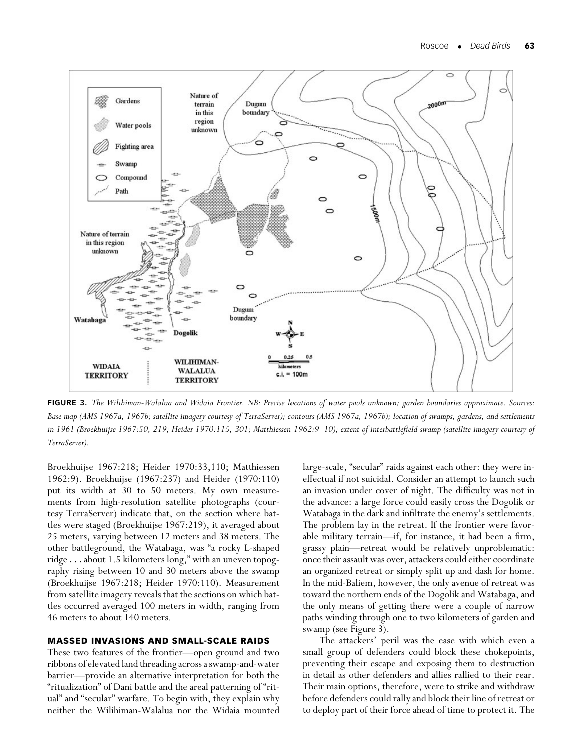**FIGURE 3.** *The Wilihiman-Walalua and Widaia Frontier. NB: Precise locations of water pools unknown; garden boundaries approximate. Sources: Base map (AMS 1967a, 1967b; satellite imagery courtesy of TerraServer); contours (AMS 1967a, 1967b); location of swamps, gardens, and settlements in 1961 (Broekhuijse 1967:50, 219; Heider 1970:115, 301; Matthiessen 1962:9–10); extent of interbattlefield swamp (satellite imagery courtesy of TerraServer).*

Broekhuijse 1967:218; Heider 1970:33,110; Matthiessen 1962:9). Broekhuijse (1967:237) and Heider (1970:110) put its width at 30 to 50 meters. My own measurements from high-resolution satellite photographs (courtesy TerraServer) indicate that, on the section where battles were staged (Broekhuijse 1967:219), it averaged about 25 meters, varying between 12 meters and 38 meters. The other battleground, the Watabaga, was "a rocky L-shaped ridge . . . about 1.5 kilometers long," with an uneven topography rising between 10 and 30 meters above the swamp (Broekhuijse 1967:218; Heider 1970:110). Measurement from satellite imagery reveals that the sections on which battles occurred averaged 100 meters in width, ranging from 46 meters to about 140 meters.

## MASSED INVASIONS AND SMALL-SCALE RAIDS

These two features of the frontier—open ground and two ribbons of elevated land threading across a swamp-and-water barrier—provide an alternative interpretation for both the "ritualization" of Dani battle and the areal patterning of "ritual" and "secular" warfare. To begin with, they explain why neither the Wilihiman-Walalua nor the Widaia mounted large-scale, "secular" raids against each other: they were ineffectual if not suicidal. Consider an attempt to launch such an invasion under cover of night. The difficulty was not in the advance: a large force could easily cross the Dogolik or Watabaga in the dark and infiltrate the enemy's settlements. The problem lay in the retreat. If the frontier were favorable military terrain—if, for instance, it had been a firm, grassy plain—retreat would be relatively unproblematic: once their assault was over, attackers could either coordinate an organized retreat or simply split up and dash for home. In the mid-Baliem, however, the only avenue of retreat was toward the northern ends of the Dogolik and Watabaga, and the only means of getting there were a couple of narrow paths winding through one to two kilometers of garden and swamp (see Figure 3).

The attackers' peril was the ease with which even a small group of defenders could block these chokepoints, preventing their escape and exposing them to destruction in detail as other defenders and allies rallied to their rear. Their main options, therefore, were to strike and withdraw before defenders could rally and block their line of retreat or to deploy part of their force ahead of time to protect it. The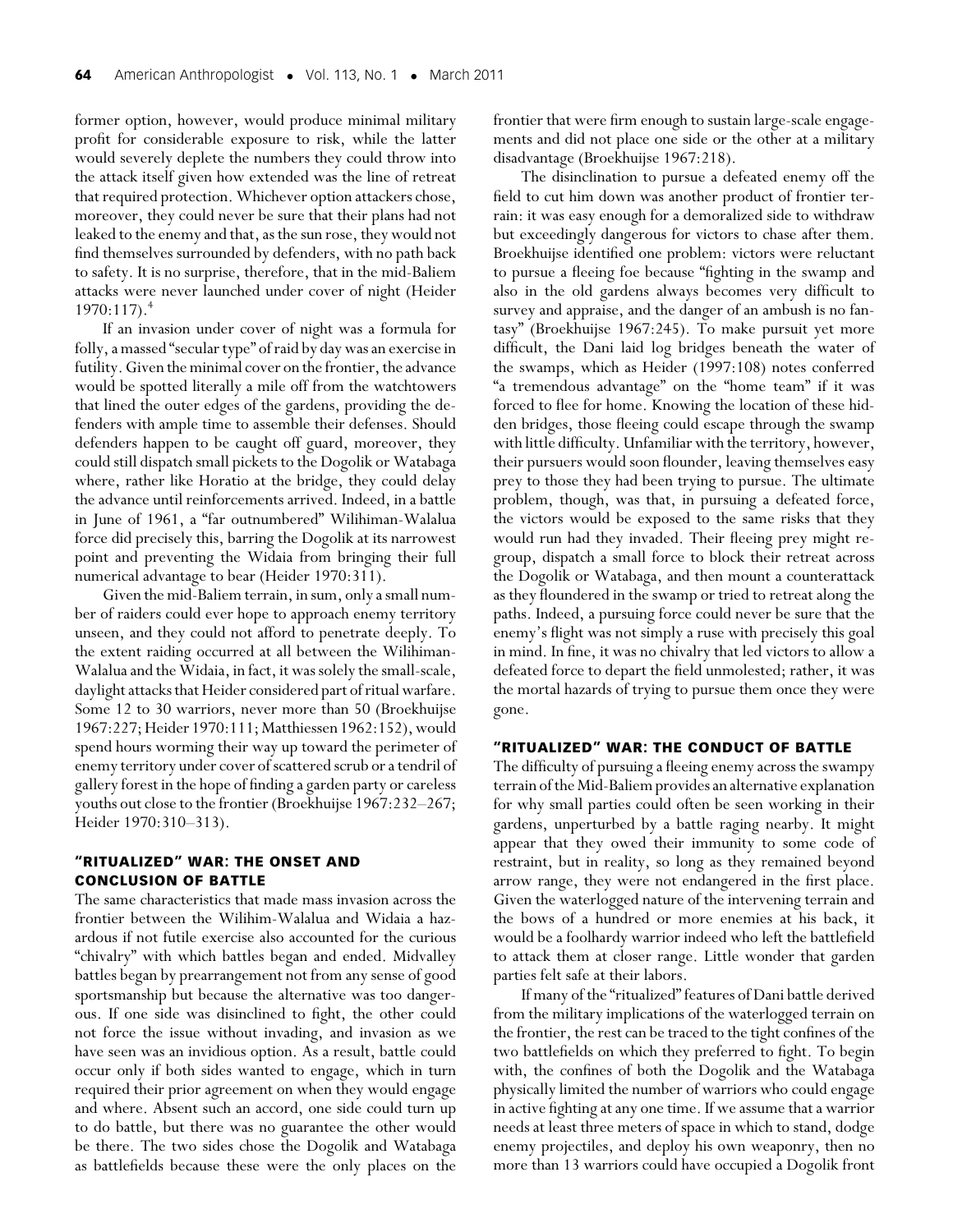former option, however, would produce minimal military profit for considerable exposure to risk, while the latter would severely deplete the numbers they could throw into the attack itself given how extended was the line of retreat that required protection. Whichever option attackers chose, moreover, they could never be sure that their plans had not leaked to the enemy and that, as the sun rose, they would not find themselves surrounded by defenders, with no path back to safety. It is no surprise, therefore, that in the mid-Baliem attacks were never launched under cover of night (Heider 1970:117).[4]

If an invasion under cover of night was a formula for folly, a massed "secular type" of raid by day was an exercise in futility. Given the minimal cover on the frontier, the advance would be spotted literally a mile off from the watchtowers that lined the outer edges of the gardens, providing the defenders with ample time to assemble their defenses. Should defenders happen to be caught off guard, moreover, they could still dispatch small pickets to the Dogolik or Watabaga where, rather like Horatio at the bridge, they could delay the advance until reinforcements arrived. Indeed, in a battle in June of 1961, a "far outnumbered" Wilihiman-Walalua force did precisely this, barring the Dogolik at its narrowest point and preventing the Widaia from bringing their full numerical advantage to bear (Heider 1970:311).

Given the mid-Baliem terrain, in sum, only a small number of raiders could ever hope to approach enemy territory unseen, and they could not afford to penetrate deeply. To the extent raiding occurred at all between the Wilihiman-Walalua and the Widaia, in fact, it was solely the small-scale, daylight attacks that Heider considered part of ritual warfare. Some 12 to 30 warriors, never more than 50 (Broekhuijse 1967:227; Heider 1970:111; Matthiessen 1962:152), would spend hours worming their way up toward the perimeter of enemy territory under cover of scattered scrub or a tendril of gallery forest in the hope of finding a garden party or careless youths out close to the frontier (Broekhuijse 1967:232–267; Heider 1970:310–313).

## "RITUALIZED" WAR: THE ONSET AND CONCLUSION OF BATTLE

The same characteristics that made mass invasion across the frontier between the Wilihim-Walalua and Widaia a hazardous if not futile exercise also accounted for the curious "chivalry" with which battles began and ended. Midvalley battles began by prearrangement not from any sense of good sportsmanship but because the alternative was too dangerous. If one side was disinclined to fight, the other could not force the issue without invading, and invasion as we have seen was an invidious option. As a result, battle could occur only if both sides wanted to engage, which in turn required their prior agreement on when they would engage and where. Absent such an accord, one side could turn up to do battle, but there was no guarantee the other would be there. The two sides chose the Dogolik and Watabaga as battlefields because these were the only places on the frontier that were firm enough to sustain large-scale engagements and did not place one side or the other at a military disadvantage (Broekhuijse 1967:218).

The disinclination to pursue a defeated enemy off the field to cut him down was another product of frontier terrain: it was easy enough for a demoralized side to withdraw but exceedingly dangerous for victors to chase after them. Broekhuijse identified one problem: victors were reluctant to pursue a fleeing foe because "fighting in the swamp and also in the old gardens always becomes very difficult to survey and appraise, and the danger of an ambush is no fantasy" (Broekhuijse 1967:245). To make pursuit yet more difficult, the Dani laid log bridges beneath the water of the swamps, which as Heider (1997:108) notes conferred "a tremendous advantage" on the "home team" if it was forced to flee for home. Knowing the location of these hidden bridges, those fleeing could escape through the swamp with little difficulty. Unfamiliar with the territory, however, their pursuers would soon flounder, leaving themselves easy prey to those they had been trying to pursue. The ultimate problem, though, was that, in pursuing a defeated force, the victors would be exposed to the same risks that they would run had they invaded. Their fleeing prey might regroup, dispatch a small force to block their retreat across the Dogolik or Watabaga, and then mount a counterattack as they floundered in the swamp or tried to retreat along the paths. Indeed, a pursuing force could never be sure that the enemy's flight was not simply a ruse with precisely this goal in mind. In fine, it was no chivalry that led victors to allow a defeated force to depart the field unmolested; rather, it was the mortal hazards of trying to pursue them once they were gone.

## "RITUALIZED" WAR: THE CONDUCT OF BATTLE

The difficulty of pursuing a fleeing enemy across the swampy terrain of the Mid-Baliem provides an alternative explanation for why small parties could often be seen working in their gardens, unperturbed by a battle raging nearby. It might appear that they owed their immunity to some code of restraint, but in reality, so long as they remained beyond arrow range, they were not endangered in the first place. Given the waterlogged nature of the intervening terrain and the bows of a hundred or more enemies at his back, it would be a foolhardy warrior indeed who left the battlefield to attack them at closer range. Little wonder that garden parties felt safe at their labors.

If many of the "ritualized" features of Dani battle derived from the military implications of the waterlogged terrain on the frontier, the rest can be traced to the tight confines of the two battlefields on which they preferred to fight. To begin with, the confines of both the Dogolik and the Watabaga physically limited the number of warriors who could engage in active fighting at any one time. If we assume that a warrior needs at least three meters of space in which to stand, dodge enemy projectiles, and deploy his own weaponry, then no more than 13 warriors could have occupied a Dogolik front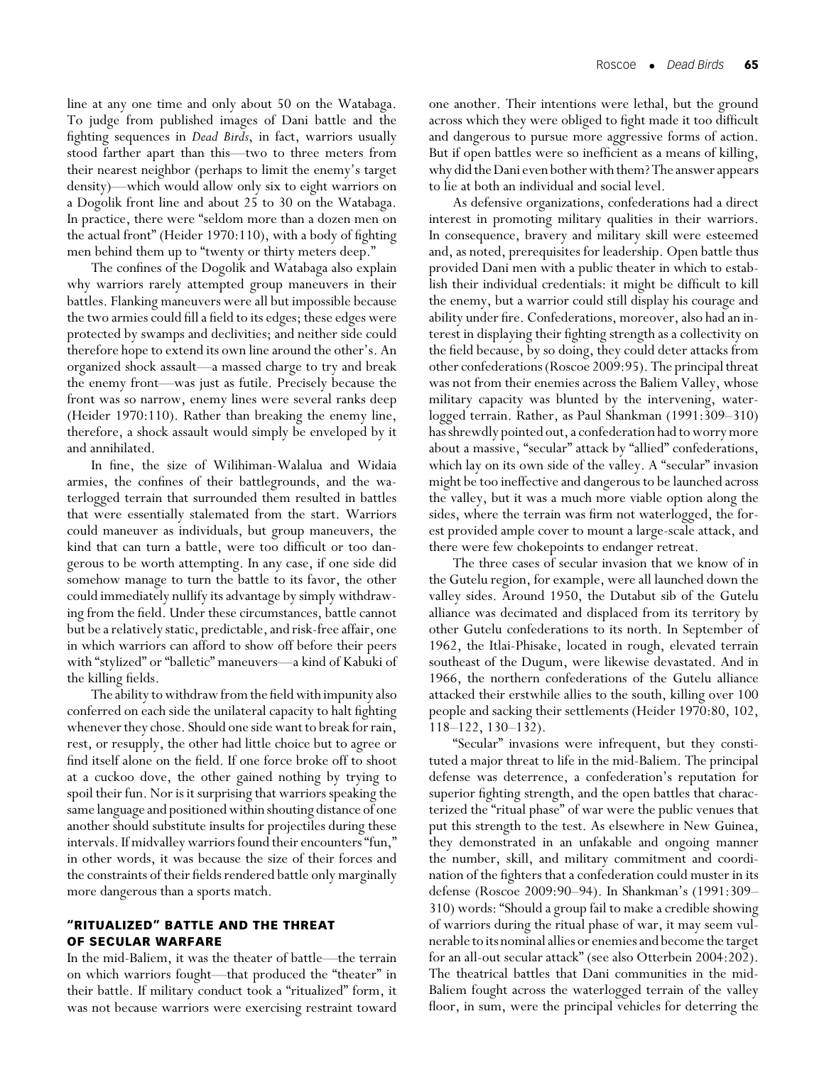line at any one time and only about 50 on the Watabaga. To judge from published images of Dani battle and the fighting sequences in *Dead Birds*, in fact, warriors usually stood farther apart than this—two to three meters from their nearest neighbor (perhaps to limit the enemy's target density)—which would allow only six to eight warriors on a Dogolik front line and about 25 to 30 on the Watabaga. In practice, there were "seldom more than a dozen men on the actual front" (Heider 1970:110), with a body of fighting men behind them up to "twenty or thirty meters deep."

The confines of the Dogolik and Watabaga also explain why warriors rarely attempted group maneuvers in their battles. Flanking maneuvers were all but impossible because the two armies could fill a field to its edges; these edges were protected by swamps and declivities; and neither side could therefore hope to extend its own line around the other's. An organized shock assault—a massed charge to try and break the enemy front—was just as futile. Precisely because the front was so narrow, enemy lines were several ranks deep (Heider 1970:110). Rather than breaking the enemy line, therefore, a shock assault would simply be enveloped by it and annihilated.

In fine, the size of Wilihiman-Walalua and Widaia armies, the confines of their battlegrounds, and the waterlogged terrain that surrounded them resulted in battles that were essentially stalemated from the start. Warriors could maneuver as individuals, but group maneuvers, the kind that can turn a battle, were too difficult or too dangerous to be worth attempting. In any case, if one side did somehow manage to turn the battle to its favor, the other could immediately nullify its advantage by simply withdrawing from the field. Under these circumstances, battle cannot but be a relatively static, predictable, and risk-free affair, one in which warriors can afford to show off before their peers with "stylized" or "balletic" maneuvers—a kind of Kabuki of the killing fields.

The ability to withdraw from the field with impunity also conferred on each side the unilateral capacity to halt fighting whenever they chose. Should one side want to break for rain, rest, or resupply, the other had little choice but to agree or find itself alone on the field. If one force broke off to shoot at a cuckoo dove, the other gained nothing by trying to spoil their fun. Nor is it surprising that warriors speaking the same language and positioned within shouting distance of one another should substitute insults for projectiles during these intervals. If midvalley warriors found their encounters "fun," in other words, it was because the size of their forces and the constraints of their fields rendered battle only marginally more dangerous than a sports match.

## "RITUALIZED" BATTLE AND THE THREAT OF SECULAR WARFARE

In the mid-Baliem, it was the theater of battle—the terrain on which warriors fought—that produced the "theater" in their battle. If military conduct took a "ritualized" form, it was not because warriors were exercising restraint toward one another. Their intentions were lethal, but the ground across which they were obliged to fight made it too difficult and dangerous to pursue more aggressive forms of action. But if open battles were so inefficient as a means of killing, why did the Dani even bother with them? The answer appears to lie at both an individual and social level.

As defensive organizations, confederations had a direct interest in promoting military qualities in their warriors. In consequence, bravery and military skill were esteemed and, as noted, prerequisites for leadership. Open battle thus provided Dani men with a public theater in which to establish their individual credentials: it might be difficult to kill the enemy, but a warrior could still display his courage and ability under fire. Confederations, moreover, also had an interest in displaying their fighting strength as a collectivity on the field because, by so doing, they could deter attacks from other confederations (Roscoe 2009:95). The principal threat was not from their enemies across the Baliem Valley, whose military capacity was blunted by the intervening, waterlogged terrain. Rather, as Paul Shankman (1991:309–310) has shrewdly pointed out, a confederation had to worry more about a massive, "secular" attack by "allied" confederations, which lay on its own side of the valley. A "secular" invasion might be too ineffective and dangerous to be launched across the valley, but it was a much more viable option along the sides, where the terrain was firm not waterlogged, the forest provided ample cover to mount a large-scale attack, and there were few chokepoints to endanger retreat.

The three cases of secular invasion that we know of in the Gutelu region, for example, were all launched down the valley sides. Around 1950, the Dutabut sib of the Gutelu alliance was decimated and displaced from its territory by other Gutelu confederations to its north. In September of 1962, the Itlai-Phisake, located in rough, elevated terrain southeast of the Dugum, were likewise devastated. And in 1966, the northern confederations of the Gutelu alliance attacked their erstwhile allies to the south, killing over 100 people and sacking their settlements (Heider 1970:80, 102, 118–122, 130–132).

"Secular" invasions were infrequent, but they constituted a major threat to life in the mid-Baliem. The principal defense was deterrence, a confederation's reputation for superior fighting strength, and the open battles that characterized the "ritual phase" of war were the public venues that put this strength to the test. As elsewhere in New Guinea, they demonstrated in an unfakable and ongoing manner the number, skill, and military commitment and coordination of the fighters that a confederation could muster in its defense (Roscoe 2009:90–94). In Shankman's (1991:309–310) words: "Should a group fail to make a credible showing of warriors during the ritual phase of war, it may seem vulnerable to its nominal allies or enemies and become the target for an all-out secular attack" (see also Otterbein 2004:202). The theatrical battles that Dani communities in the mid-Baliem fought across the waterlogged terrain of the valley floor, in sum, were the principal vehicles for deterring the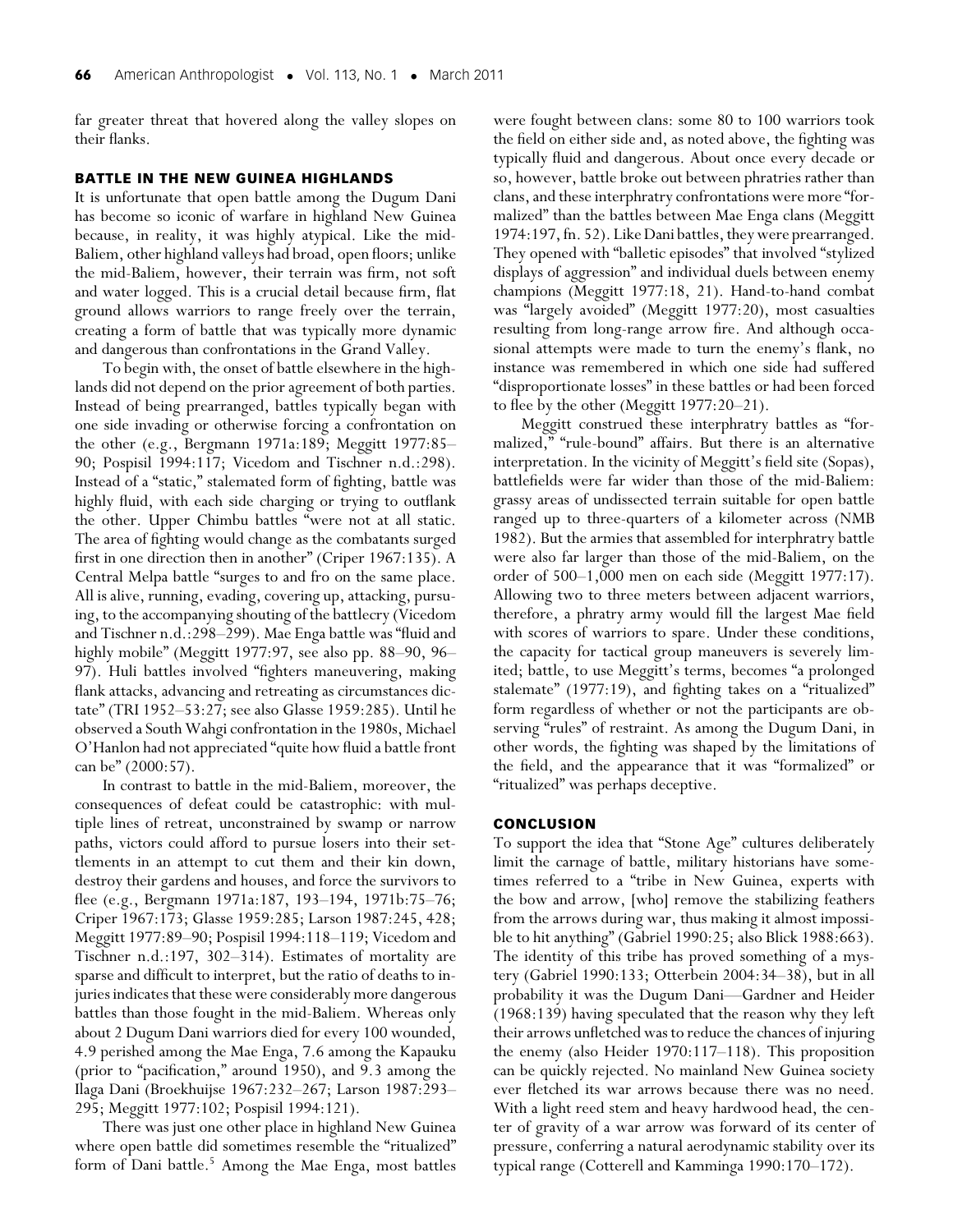far greater threat that hovered along the valley slopes on their flanks.

## BATTLE IN THE NEW GUINEA HIGHLANDS

It is unfortunate that open battle among the Dugum Dani has become so iconic of warfare in highland New Guinea because, in reality, it was highly atypical. Like the mid-Baliem, other highland valleys had broad, open floors; unlike the mid-Baliem, however, their terrain was firm, not soft and water logged. This is a crucial detail because firm, flat ground allows warriors to range freely over the terrain, creating a form of battle that was typically more dynamic and dangerous than confrontations in the Grand Valley.

To begin with, the onset of battle elsewhere in the highlands did not depend on the prior agreement of both parties. Instead of being prearranged, battles typically began with one side invading or otherwise forcing a confrontation on the other (e.g., Bergmann 1971a:189; Meggitt 1977:85–90; Pospisil 1994:117; Vicedom and Tischner n.d.:298). Instead of a "static," stalemated form of fighting, battle was highly fluid, with each side charging or trying to outflank the other. Upper Chimbu battles "were not at all static. The area of fighting would change as the combatants surged first in one direction then in another" (Criper 1967:135). A Central Melpa battle "surges to and fro on the same place. All is alive, running, evading, covering up, attacking, pursuing, to the accompanying shouting of the battlecry (Vicedom and Tischner n.d.:298–299). Mae Enga battle was "fluid and highly mobile" (Meggitt 1977:97, see also pp. 88–90, 96–97). Huli battles involved "fighters maneuvering, making flank attacks, advancing and retreating as circumstances dictate" (TRI 1952–53:27; see also Glasse 1959:285). Until he observed a South Wahgi confrontation in the 1980s, Michael O'Hanlon had not appreciated "quite how fluid a battle front can be" (2000:57).

In contrast to battle in the mid-Baliem, moreover, the consequences of defeat could be catastrophic: with multiple lines of retreat, unconstrained by swamp or narrow paths, victors could afford to pursue losers into their settlements in an attempt to cut them and their kin down, destroy their gardens and houses, and force the survivors to flee (e.g., Bergmann 1971a:187, 193–194, 1971b:75–76; Criper 1967:173; Glasse 1959:285; Larson 1987:245, 428; Meggitt 1977:89–90; Pospisil 1994:118–119; Vicedom and Tischner n.d.:197, 302–314). Estimates of mortality are sparse and difficult to interpret, but the ratio of deaths to injuries indicates that these were considerably more dangerous battles than those fought in the mid-Baliem. Whereas only about 2 Dugum Dani warriors died for every 100 wounded, 4.9 perished among the Mae Enga, 7.6 among the Kapauku (prior to "pacification," around 1950), and 9.3 among the Ilaga Dani (Broekhuijse 1967:232–267; Larson 1987:293–295; Meggitt 1977:102; Pospisil 1994:121).

There was just one other place in highland New Guinea where open battle did sometimes resemble the "ritualized" form of Dani battle.[5] Among the Mae Enga, most battles were fought between clans: some 80 to 100 warriors took the field on either side and, as noted above, the fighting was typically fluid and dangerous. About once every decade or so, however, battle broke out between phratries rather than clans, and these interphratry confrontations were more "formalized" than the battles between Mae Enga clans (Meggitt 1974:197, fn. 52). Like Dani battles, they were prearranged. They opened with "balletic episodes" that involved "stylized displays of aggression" and individual duels between enemy champions (Meggitt 1977:18, 21). Hand-to-hand combat was "largely avoided" (Meggitt 1977:20), most casualties resulting from long-range arrow fire. And although occasional attempts were made to turn the enemy's flank, no instance was remembered in which one side had suffered "disproportionate losses" in these battles or had been forced to flee by the other (Meggitt 1977:20–21).

Meggitt construed these interphratry battles as "formalized," "rule-bound" affairs. But there is an alternative interpretation. In the vicinity of Meggitt's field site (Sopas), battlefields were far wider than those of the mid-Baliem: grassy areas of undissected terrain suitable for open battle ranged up to three-quarters of a kilometer across (NMB 1982). But the armies that assembled for interphratry battle were also far larger than those of the mid-Baliem, on the order of 500–1,000 men on each side (Meggitt 1977:17). Allowing two to three meters between adjacent warriors, therefore, a phratry army would fill the largest Mae field with scores of warriors to spare. Under these conditions, the capacity for tactical group maneuvers is severely limited; battle, to use Meggitt's terms, becomes "a prolonged stalemate" (1977:19), and fighting takes on a "ritualized" form regardless of whether or not the participants are observing "rules" of restraint. As among the Dugum Dani, in other words, the fighting was shaped by the limitations of the field, and the appearance that it was "formalized" or "ritualized" was perhaps deceptive.

## CONCLUSION

To support the idea that "Stone Age" cultures deliberately limit the carnage of battle, military historians have sometimes referred to a "tribe in New Guinea, experts with the bow and arrow, [who] remove the stabilizing feathers from the arrows during war, thus making it almost impossible to hit anything" (Gabriel 1990:25; also Blick 1988:663). The identity of this tribe has proved something of a mystery (Gabriel 1990:133; Otterbein 2004:34–38), but in all probability it was the Dugum Dani—Gardner and Heider (1968:139) having speculated that the reason why they left their arrows unfletched was to reduce the chances of injuring the enemy (also Heider 1970:117–118). This proposition can be quickly rejected. No mainland New Guinea society ever fletched its war arrows because there was no need. With a light reed stem and heavy hardwood head, the center of gravity of a war arrow was forward of its center of pressure, conferring a natural aerodynamic stability over its typical range (Cotterell and Kamminga 1990:170–172).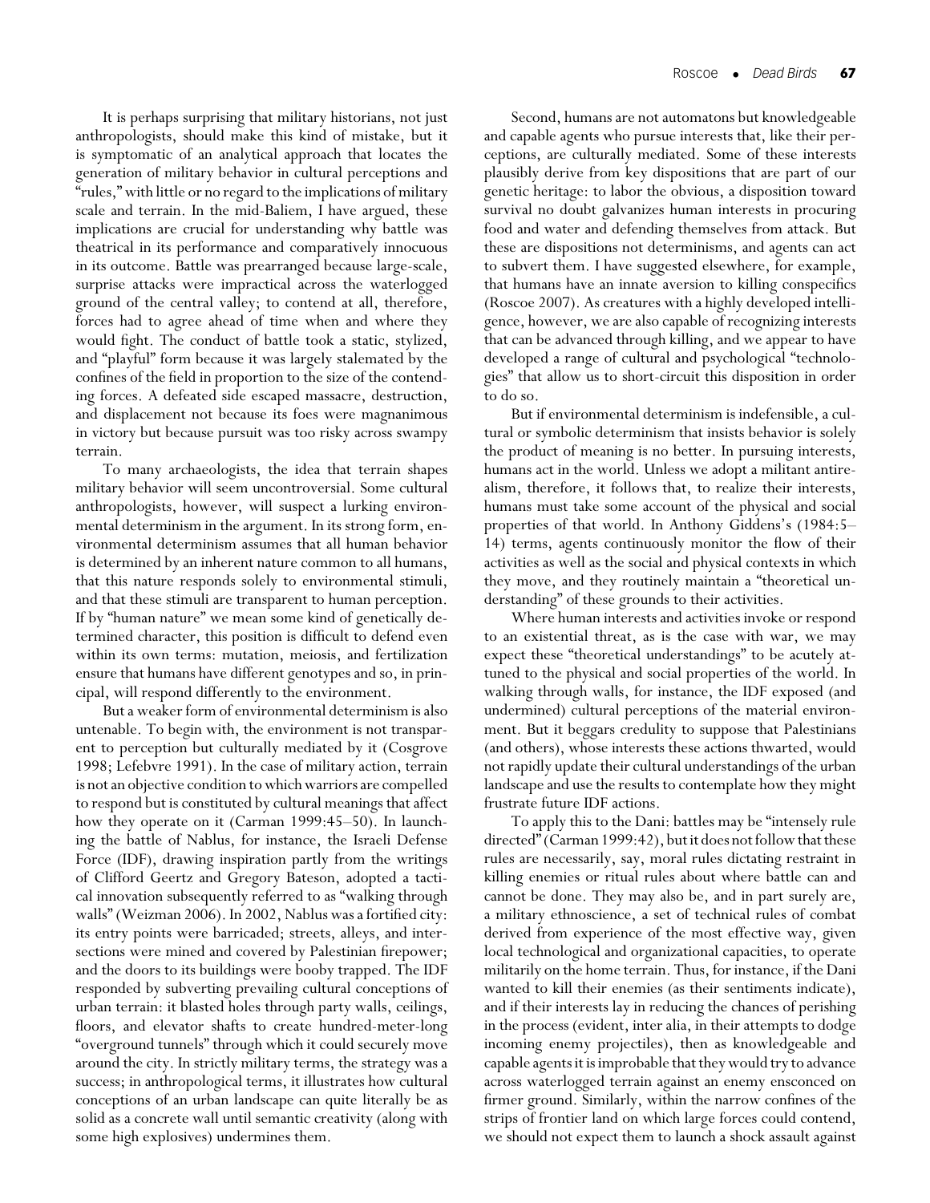It is perhaps surprising that military historians, not just anthropologists, should make this kind of mistake, but it is symptomatic of an analytical approach that locates the generation of military behavior in cultural perceptions and "rules," with little or no regard to the implications of military scale and terrain. In the mid-Baliem, I have argued, these implications are crucial for understanding why battle was theatrical in its performance and comparatively innocuous in its outcome. Battle was prearranged because large-scale, surprise attacks were impractical across the waterlogged ground of the central valley; to contend at all, therefore, forces had to agree ahead of time when and where they would fight. The conduct of battle took a static, stylized, and "playful" form because it was largely stalemated by the confines of the field in proportion to the size of the contending forces. A defeated side escaped massacre, destruction, and displacement not because its foes were magnanimous in victory but because pursuit was too risky across swampy terrain.

To many archaeologists, the idea that terrain shapes military behavior will seem uncontroversial. Some cultural anthropologists, however, will suspect a lurking environmental determinism in the argument. In its strong form, environmental determinism assumes that all human behavior is determined by an inherent nature common to all humans, that this nature responds solely to environmental stimuli, and that these stimuli are transparent to human perception. If by "human nature" we mean some kind of genetically determined character, this position is difficult to defend even within its own terms: mutation, meiosis, and fertilization ensure that humans have different genotypes and so, in principal, will respond differently to the environment.

But a weaker form of environmental determinism is also untenable. To begin with, the environment is not transparent to perception but culturally mediated by it (Cosgrove 1998; Lefebvre 1991). In the case of military action, terrain is not an objective condition to which warriors are compelled to respond but is constituted by cultural meanings that affect how they operate on it (Carman 1999:45–50). In launching the battle of Nablus, for instance, the Israeli Defense Force (IDF), drawing inspiration partly from the writings of Clifford Geertz and Gregory Bateson, adopted a tactical innovation subsequently referred to as "walking through walls" (Weizman 2006). In 2002, Nablus was a fortified city: its entry points were barricaded; streets, alleys, and intersections were mined and covered by Palestinian firepower; and the doors to its buildings were booby trapped. The IDF responded by subverting prevailing cultural conceptions of urban terrain: it blasted holes through party walls, ceilings, floors, and elevator shafts to create hundred-meter-long "overground tunnels" through which it could securely move around the city. In strictly military terms, the strategy was a success; in anthropological terms, it illustrates how cultural conceptions of an urban landscape can quite literally be as solid as a concrete wall until semantic creativity (along with some high explosives) undermines them.

Second, humans are not automatons but knowledgeable and capable agents who pursue interests that, like their perceptions, are culturally mediated. Some of these interests plausibly derive from key dispositions that are part of our genetic heritage: to labor the obvious, a disposition toward survival no doubt galvanizes human interests in procuring food and water and defending themselves from attack. But these are dispositions not determinisms, and agents can act to subvert them. I have suggested elsewhere, for example, that humans have an innate aversion to killing conspecifics (Roscoe 2007). As creatures with a highly developed intelligence, however, we are also capable of recognizing interests that can be advanced through killing, and we appear to have developed a range of cultural and psychological "technologies" that allow us to short-circuit this disposition in order to do so.

But if environmental determinism is indefensible, a cultural or symbolic determinism that insists behavior is solely the product of meaning is no better. In pursuing interests, humans act in the world. Unless we adopt a militant antirealism, therefore, it follows that, to realize their interests, humans must take some account of the physical and social properties of that world. In Anthony Giddens's (1984:5–14) terms, agents continuously monitor the flow of their activities as well as the social and physical contexts in which they move, and they routinely maintain a "theoretical understanding" of these grounds to their activities.

Where human interests and activities invoke or respond to an existential threat, as is the case with war, we may expect these "theoretical understandings" to be acutely attuned to the physical and social properties of the world. In walking through walls, for instance, the IDF exposed (and undermined) cultural perceptions of the material environment. But it beggars credulity to suppose that Palestinians (and others), whose interests these actions thwarted, would not rapidly update their cultural understandings of the urban landscape and use the results to contemplate how they might frustrate future IDF actions.

To apply this to the Dani: battles may be "intensely rule directed" (Carman 1999:42), but it does not follow that these rules are necessarily, say, moral rules dictating restraint in killing enemies or ritual rules about where battle can and cannot be done. They may also be, and in part surely are, a military ethnoscience, a set of technical rules of combat derived from experience of the most effective way, given local technological and organizational capacities, to operate militarily on the home terrain. Thus, for instance, if the Dani wanted to kill their enemies (as their sentiments indicate), and if their interests lay in reducing the chances of perishing in the process (evident, inter alia, in their attempts to dodge incoming enemy projectiles), then as knowledgeable and capable agents it is improbable that they would try to advance across waterlogged terrain against an enemy ensconced on firmer ground. Similarly, within the narrow confines of the strips of frontier land on which large forces could contend, we should not expect them to launch a shock assault against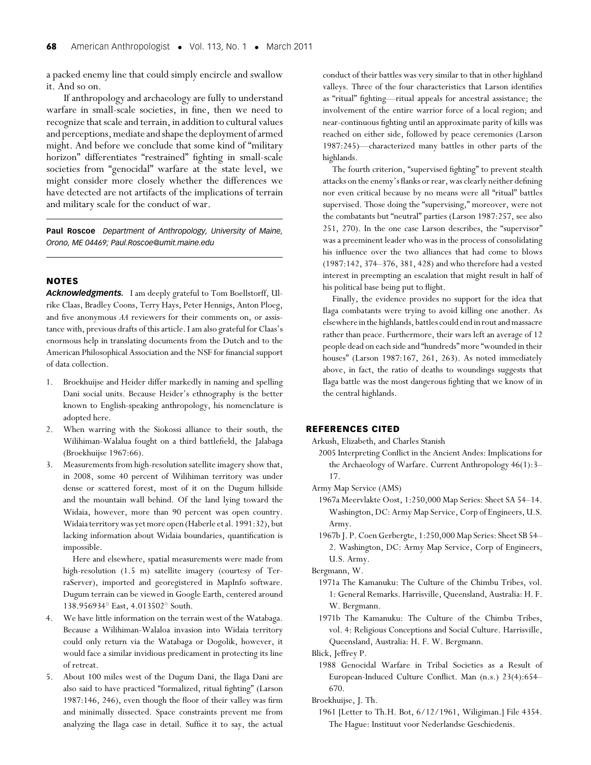a packed enemy line that could simply encircle and swallow it. And so on.

If anthropology and archaeology are fully to understand warfare in small-scale societies, in fine, then we need to recognize that scale and terrain, in addition to cultural values and perceptions, mediate and shape the deployment of armed might. And before we conclude that some kind of "military horizon" differentiates "restrained" fighting in small-scale societies from "genocidal" warfare at the state level, we might consider more closely whether the differences we have detected are not artifacts of the implications of terrain and military scale for the conduct of war.

**Paul Roscoe** *Department of Anthropology, University of Maine, Orono, ME 04469; Paul.Roscoe@umit.maine.edu*

## NOTES

***Acknowledgments.*** I am deeply grateful to Tom Boellstorff, Ulrike Claas, Bradley Coons, Terry Hays, Peter Hennigs, Anton Ploeg, and five anonymous *AA* reviewers for their comments on, or assistance with, previous drafts of this article. I am also grateful for Claas's enormous help in translating documents from the Dutch and to the American Philosophical Association and the NSF for financial support of data collection.

1. Broekhuijse and Heider differ markedly in naming and spelling Dani social units. Because Heider's ethnography is the better known to English-speaking anthropology, his nomenclature is adopted here.
2. When warring with the Siokossi alliance to their south, the Wilihiman-Walalua fought on a third battlefield, the Jalabaga (Broekhuijse 1967:66).
3. Measurements from high-resolution satellite imagery show that, in 2008, some 40 percent of Wilihiman territory was under dense or scattered forest, most of it on the Dugum hillside and the mountain wall behind. Of the land lying toward the Widaia, however, more than 90 percent was open country. Widaia territory was yet more open (Haberle et al. 1991:32), but lacking information about Widaia boundaries, quantification is impossible.

   Here and elsewhere, spatial measurements were made from high-resolution (1.5 m) satellite imagery (courtesy of TerraServer), imported and georegistered in MapInfo software. Dugum terrain can be viewed in Google Earth, centered around 138.956934° East, 4.013502° South.
4. We have little information on the terrain west of the Watabaga. Because a Wilihiman-Walaloa invasion into Widaia territory could only return via the Watabaga or Dogolik, however, it would face a similar invidious predicament in protecting its line of retreat.
5. About 100 miles west of the Dugum Dani, the Ilaga Dani are also said to have practiced "formalized, ritual fighting" (Larson 1987:146, 246), even though the floor of their valley was firm and minimally dissected. Space constraints prevent me from analyzing the Ilaga case in detail. Suffice it to say, the actual conduct of their battles was very similar to that in other highland valleys. Three of the four characteristics that Larson identifies as "ritual" fighting—ritual appeals for ancestral assistance; the involvement of the entire warrior force of a local region; and near-continuous fighting until an approximate parity of kills was reached on either side, followed by peace ceremonies (Larson 1987:245)—characterized many battles in other parts of the highlands.

   The fourth criterion, "supervised fighting" to prevent stealth attacks on the enemy's flanks or rear, was clearly neither defining nor even critical because by no means were all "ritual" battles supervised. Those doing the "supervising," moreover, were not the combatants but "neutral" parties (Larson 1987:257, see also 251, 270). In the one case Larson describes, the "supervisor" was a preeminent leader who was in the process of consolidating his influence over the two alliances that had come to blows (1987:142, 374–376, 381, 428) and who therefore had a vested interest in preempting an escalation that might result in half of his political base being put to flight.

   Finally, the evidence provides no support for the idea that Ilaga combatants were trying to avoid killing one another. As elsewhere in the highlands, battles could end in rout and massacre rather than peace. Furthermore, their wars left an average of 12 people dead on each side and "hundreds" more "wounded in their houses" (Larson 1987:167, 261, 263). As noted immediately above, in fact, the ratio of deaths to woundings suggests that Ilaga battle was the most dangerous fighting that we know of in the central highlands.

## REFERENCES CITED

Arkush, Elizabeth, and Charles Stanish
: 2005 Interpreting Conflict in the Ancient Andes: Implications for the Archaeology of Warfare. Current Anthropology 46(1):3–17.

Army Map Service (AMS)
: 1967a Meervlakte Oost, 1:250,000 Map Series: Sheet SA 54–14. Washington, DC: Army Map Service, Corp of Engineers, U.S. Army.
: 1967b J. P. Coen Gerbergte, 1:250,000 Map Series: Sheet SB 54–2. Washington, DC: Army Map Service, Corp of Engineers, U.S. Army.

Bergmann, W.
: 1971a The Kamanuku: The Culture of the Chimbu Tribes, vol. 1: General Remarks. Harrisville, Queensland, Australia: H. F. W. Bergmann.
: 1971b The Kamanuku: The Culture of the Chimbu Tribes, vol. 4: Religious Conceptions and Social Culture. Harrisville, Queensland, Australia: H. F. W. Bergmann.

Blick, Jeffrey P.
: 1988 Genocidal Warfare in Tribal Societies as a Result of European-Induced Culture Conflict. Man (n.s.) 23(4):654–670.

Broekhuijse, J. Th.
: 1961 [Letter to Th.H. Bot, 6/12/1961, Wiligiman.] File 4354. The Hague: Instituut voor Nederlandse Geschiedenis.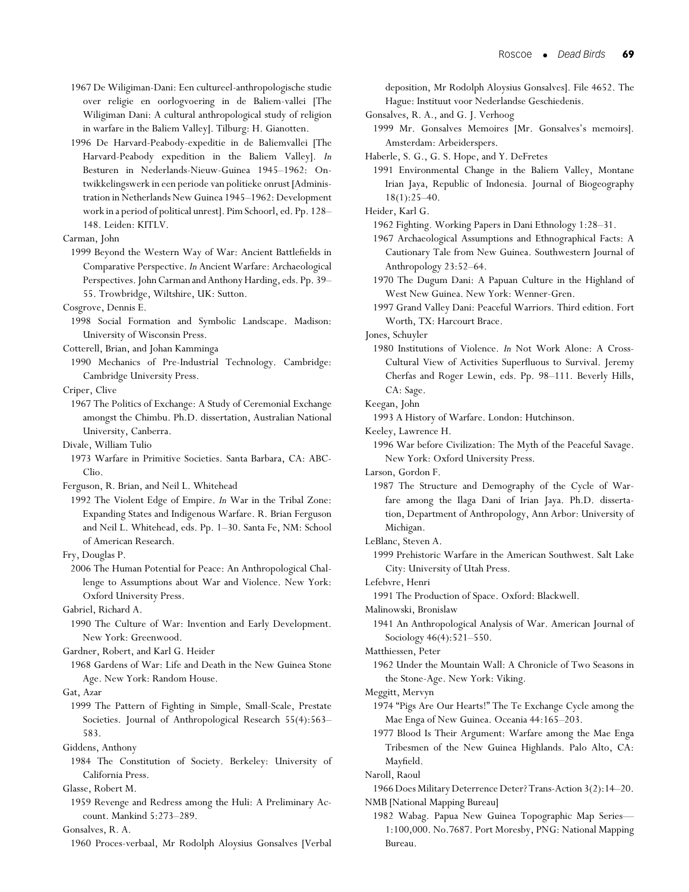1967 De Wiligiman-Dani: Een cultureel-anthropologische studie over religie en oorlogvoering in de Baliem-vallei [The Wiligiman Dani: A cultural anthropological study of religion in warfare in the Baliem Valley]. Tilburg: H. Gianotten.

1996 De Harvard-Peabody-expeditie in de Baliemvallei [The Harvard-Peabody expedition in the Baliem Valley]. *In* Besturen in Nederlands-Nieuw-Guinea 1945–1962: Ontwikkelingswerk in een periode van politieke onrust [Administration in Netherlands New Guinea 1945–1962: Development work in a period of political unrest]. Pim Schoorl, ed. Pp. 128–148. Leiden: KITLV.

Carman, John

1999 Beyond the Western Way of War: Ancient Battlefields in Comparative Perspective. *In* Ancient Warfare: Archaeological Perspectives. John Carman and Anthony Harding, eds. Pp. 39–55. Trowbridge, Wiltshire, UK: Sutton.

Cosgrove, Dennis E.

1998 Social Formation and Symbolic Landscape. Madison: University of Wisconsin Press.

Cotterell, Brian, and Johan Kamminga

1990 Mechanics of Pre-Industrial Technology. Cambridge: Cambridge University Press.

Criper, Clive

1967 The Politics of Exchange: A Study of Ceremonial Exchange amongst the Chimbu. Ph.D. dissertation, Australian National University, Canberra.

Divale, William Tulio

1973 Warfare in Primitive Societies. Santa Barbara, CA: ABC-Clio.

Ferguson, R. Brian, and Neil L. Whitehead

1992 The Violent Edge of Empire. *In* War in the Tribal Zone: Expanding States and Indigenous Warfare. R. Brian Ferguson and Neil L. Whitehead, eds. Pp. 1–30. Santa Fe, NM: School of American Research.

Fry, Douglas P.

2006 The Human Potential for Peace: An Anthropological Challenge to Assumptions about War and Violence. New York: Oxford University Press.

Gabriel, Richard A.

1990 The Culture of War: Invention and Early Development. New York: Greenwood.

Gardner, Robert, and Karl G. Heider

1968 Gardens of War: Life and Death in the New Guinea Stone Age. New York: Random House.

Gat, Azar

1999 The Pattern of Fighting in Simple, Small-Scale, Prestate Societies. Journal of Anthropological Research 55(4):563–583.

Giddens, Anthony

1984 The Constitution of Society. Berkeley: University of California Press.

Glasse, Robert M.

1959 Revenge and Redress among the Huli: A Preliminary Account. Mankind 5:273–289.

Gonsalves, R. A.

1960 Proces-verbaal, Mr Rodolph Aloysius Gonsalves [Verbal deposition, Mr Rodolph Aloysius Gonsalves]. File 4652. The Hague: Instituut voor Nederlandse Geschiedenis.

Gonsalves, R. A., and G. J. Verhoog

1999 Mr. Gonsalves Memoires [Mr. Gonsalves's memoirs]. Amsterdam: Arbeiderspers.

Haberle, S. G., G. S. Hope, and Y. DeFretes

1991 Environmental Change in the Baliem Valley, Montane Irian Jaya, Republic of Indonesia. Journal of Biogeography 18(1):25–40.

Heider, Karl G.

1962 Fighting. Working Papers in Dani Ethnology 1:28–31.

1967 Archaeological Assumptions and Ethnographical Facts: A Cautionary Tale from New Guinea. Southwestern Journal of Anthropology 23:52–64.

1970 The Dugum Dani: A Papuan Culture in the Highland of West New Guinea. New York: Wenner-Gren.

1997 Grand Valley Dani: Peaceful Warriors. Third edition. Fort Worth, TX: Harcourt Brace.

Jones, Schuyler

1980 Institutions of Violence. *In* Not Work Alone: A Cross-Cultural View of Activities Superfluous to Survival. Jeremy Cherfas and Roger Lewin, eds. Pp. 98–111. Beverly Hills, CA: Sage.

Keegan, John

1993 A History of Warfare. London: Hutchinson.

Keeley, Lawrence H.

1996 War before Civilization: The Myth of the Peaceful Savage. New York: Oxford University Press.

Larson, Gordon F.

1987 The Structure and Demography of the Cycle of Warfare among the Ilaga Dani of Irian Jaya. Ph.D. dissertation, Department of Anthropology, Ann Arbor: University of Michigan.

LeBlanc, Steven A.

1999 Prehistoric Warfare in the American Southwest. Salt Lake City: University of Utah Press.

Lefebvre, Henri

1991 The Production of Space. Oxford: Blackwell.

Malinowski, Bronislaw

1941 An Anthropological Analysis of War. American Journal of Sociology 46(4):521–550.

Matthiessen, Peter

1962 Under the Mountain Wall: A Chronicle of Two Seasons in the Stone-Age. New York: Viking.

Meggitt, Mervyn

1974 "Pigs Are Our Hearts!" The Te Exchange Cycle among the Mae Enga of New Guinea. Oceania 44:165–203.

1977 Blood Is Their Argument: Warfare among the Mae Enga Tribesmen of the New Guinea Highlands. Palo Alto, CA: Mayfield.

Naroll, Raoul

1966 Does Military Deterrence Deter? Trans-Action 3(2):14–20.

NMB [National Mapping Bureau]

1982 Wabag. Papua New Guinea Topographic Map Series—1:100,000. No.7687. Port Moresby, PNG: National Mapping Bureau.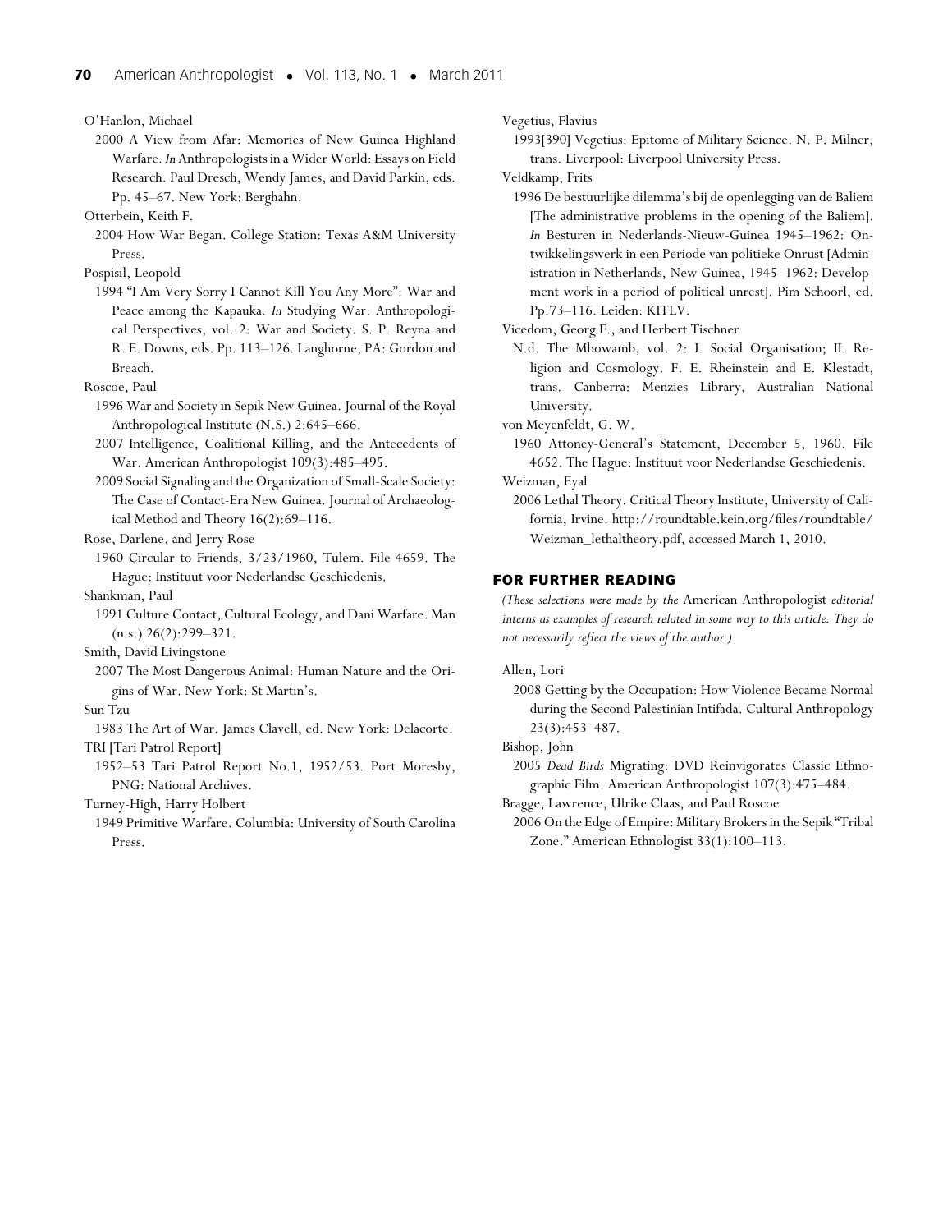O'Hanlon, Michael

2000 A View from Afar: Memories of New Guinea Highland Warfare. *In* Anthropologists in a Wider World: Essays on Field Research. Paul Dresch, Wendy James, and David Parkin, eds. Pp. 45–67. New York: Berghahn.

Otterbein, Keith F.

2004 How War Began. College Station: Texas A&M University Press.

Pospisil, Leopold

1994 "I Am Very Sorry I Cannot Kill You Any More": War and Peace among the Kapauka. *In* Studying War: Anthropological Perspectives, vol. 2: War and Society. S. P. Reyna and R. E. Downs, eds. Pp. 113–126. Langhorne, PA: Gordon and Breach.

Roscoe, Paul

1996 War and Society in Sepik New Guinea. Journal of the Royal Anthropological Institute (N.S.) 2:645–666.

2007 Intelligence, Coalitional Killing, and the Antecedents of War. American Anthropologist 109(3):485–495.

2009 Social Signaling and the Organization of Small-Scale Society: The Case of Contact-Era New Guinea. Journal of Archaeological Method and Theory 16(2):69–116.

Rose, Darlene, and Jerry Rose

1960 Circular to Friends, 3/23/1960, Tulem. File 4659. The Hague: Instituut voor Nederlandse Geschiedenis.

Shankman, Paul

1991 Culture Contact, Cultural Ecology, and Dani Warfare. Man (n.s.) 26(2):299–321.

Smith, David Livingstone

2007 The Most Dangerous Animal: Human Nature and the Origins of War. New York: St Martin's.

Sun Tzu

1983 The Art of War. James Clavell, ed. New York: Delacorte.

TRI [Tari Patrol Report]

1952–53 Tari Patrol Report No.1, 1952/53. Port Moresby, PNG: National Archives.

Turney-High, Harry Holbert

1949 Primitive Warfare. Columbia: University of South Carolina Press.

Vegetius, Flavius

1993[390] Vegetius: Epitome of Military Science. N. P. Milner, trans. Liverpool: Liverpool University Press.

Veldkamp, Frits

1996 De bestuurlijke dilemma's bij de openlegging van de Baliem [The administrative problems in the opening of the Baliem]. *In* Besturen in Nederlands-Nieuw-Guinea 1945–1962: Ontwikkelingswerk in een Periode van politieke Onrust [Administration in Netherlands, New Guinea, 1945–1962: Development work in a period of political unrest]. Pim Schoorl, ed. Pp.73–116. Leiden: KITLV.

Vicedom, Georg F., and Herbert Tischner

N.d. The Mbowamb, vol. 2: I. Social Organisation; II. Religion and Cosmology. F. E. Rheinstein and E. Klestadt, trans. Canberra: Menzies Library, Australian National University.

von Meyenfeldt, G. W.

1960 Attoney-General's Statement, December 5, 1960. File 4652. The Hague: Instituut voor Nederlandse Geschiedenis.

Weizman, Eyal

2006 Lethal Theory. Critical Theory Institute, University of California, Irvine. http://roundtable.kein.org/files/roundtable/Weizman_lethaltheory.pdf, accessed March 1, 2010.

## FOR FURTHER READING

*(These selections were made by the* American Anthropologist *editorial interns as examples of research related in some way to this article. They do not necessarily reflect the views of the author.)*

Allen, Lori

2008 Getting by the Occupation: How Violence Became Normal during the Second Palestinian Intifada. Cultural Anthropology 23(3):453–487.

Bishop, John

2005 *Dead Birds* Migrating: DVD Reinvigorates Classic Ethnographic Film. American Anthropologist 107(3):475–484.

Bragge, Lawrence, Ulrike Claas, and Paul Roscoe

2006 On the Edge of Empire: Military Brokers in the Sepik "Tribal Zone." American Ethnologist 33(1):100–113.